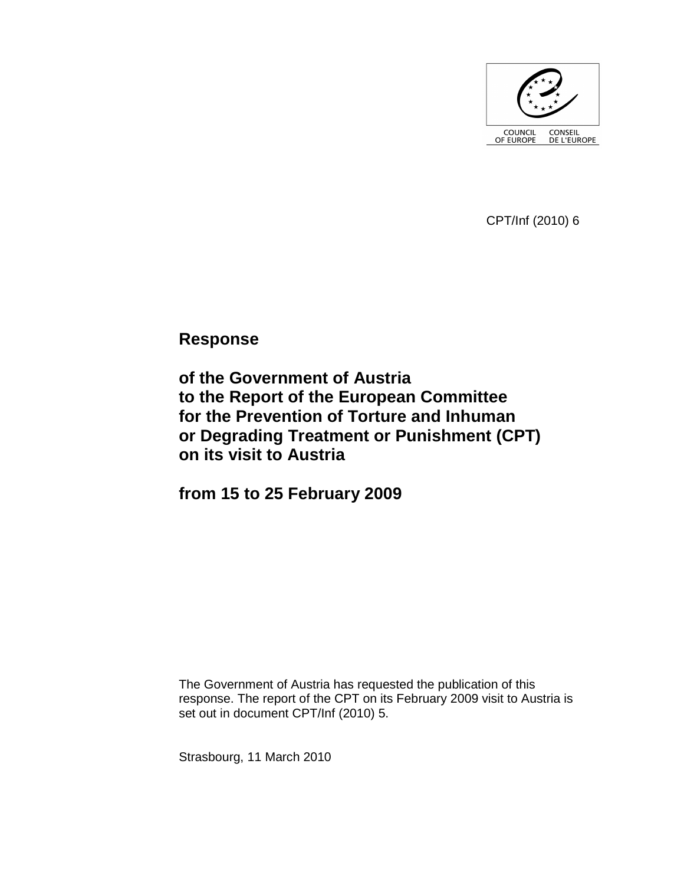COUNCIL OF EUROPE CONSEIL DE L'EUROPE

CPT/Inf (2010) 6

# Response

# of the Government of Austria to the Report of the European Committee for the Prevention of Torture and Inhuman or Degrading Treatment or Punishment (CPT) on its visit to Austria

# from 15 to 25 February 2009

The Government of Austria has requested the publication of this response. The report of the CPT on its February 2009 visit to Austria is set out in document CPT/Inf (2010) 5.

Strasbourg, 11 March 2010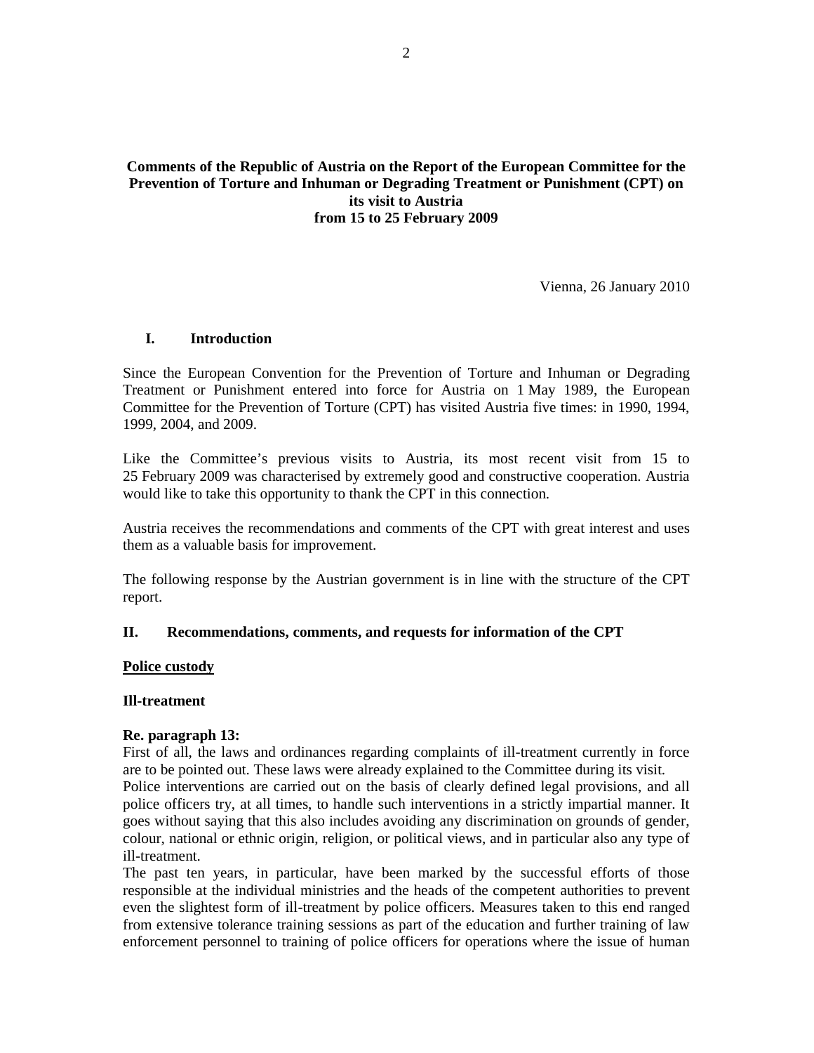**Comments of the Republic of Austria on the Report of the European Committee for the Prevention of Torture and Inhuman or Degrading Treatment or Punishment (CPT) on its visit to Austria from 15 to 25 February 2009**

Vienna, 26 January 2010

## I. Introduction

Since the European Convention for the Prevention of Torture and Inhuman or Degrading Treatment or Punishment entered into force for Austria on 1 May 1989, the European Committee for the Prevention of Torture (CPT) has visited Austria five times: in 1990, 1994, 1999, 2004, and 2009.

Like the Committee's previous visits to Austria, its most recent visit from 15 to 25 February 2009 was characterised by extremely good and constructive cooperation. Austria would like to take this opportunity to thank the CPT in this connection.

Austria receives the recommendations and comments of the CPT with great interest and uses them as a valuable basis for improvement.

The following response by the Austrian government is in line with the structure of the CPT report.

## II. Recommendations, comments, and requests for information of the CPT

**Police custody**

**Ill-treatment**

**Re. paragraph 13:**

First of all, the laws and ordinances regarding complaints of ill-treatment currently in force are to be pointed out. These laws were already explained to the Committee during its visit.

Police interventions are carried out on the basis of clearly defined legal provisions, and all police officers try, at all times, to handle such interventions in a strictly impartial manner. It goes without saying that this also includes avoiding any discrimination on grounds of gender, colour, national or ethnic origin, religion, or political views, and in particular also any type of ill-treatment.

The past ten years, in particular, have been marked by the successful efforts of those responsible at the individual ministries and the heads of the competent authorities to prevent even the slightest form of ill-treatment by police officers. Measures taken to this end ranged from extensive tolerance training sessions as part of the education and further training of law enforcement personnel to training of police officers for operations where the issue of human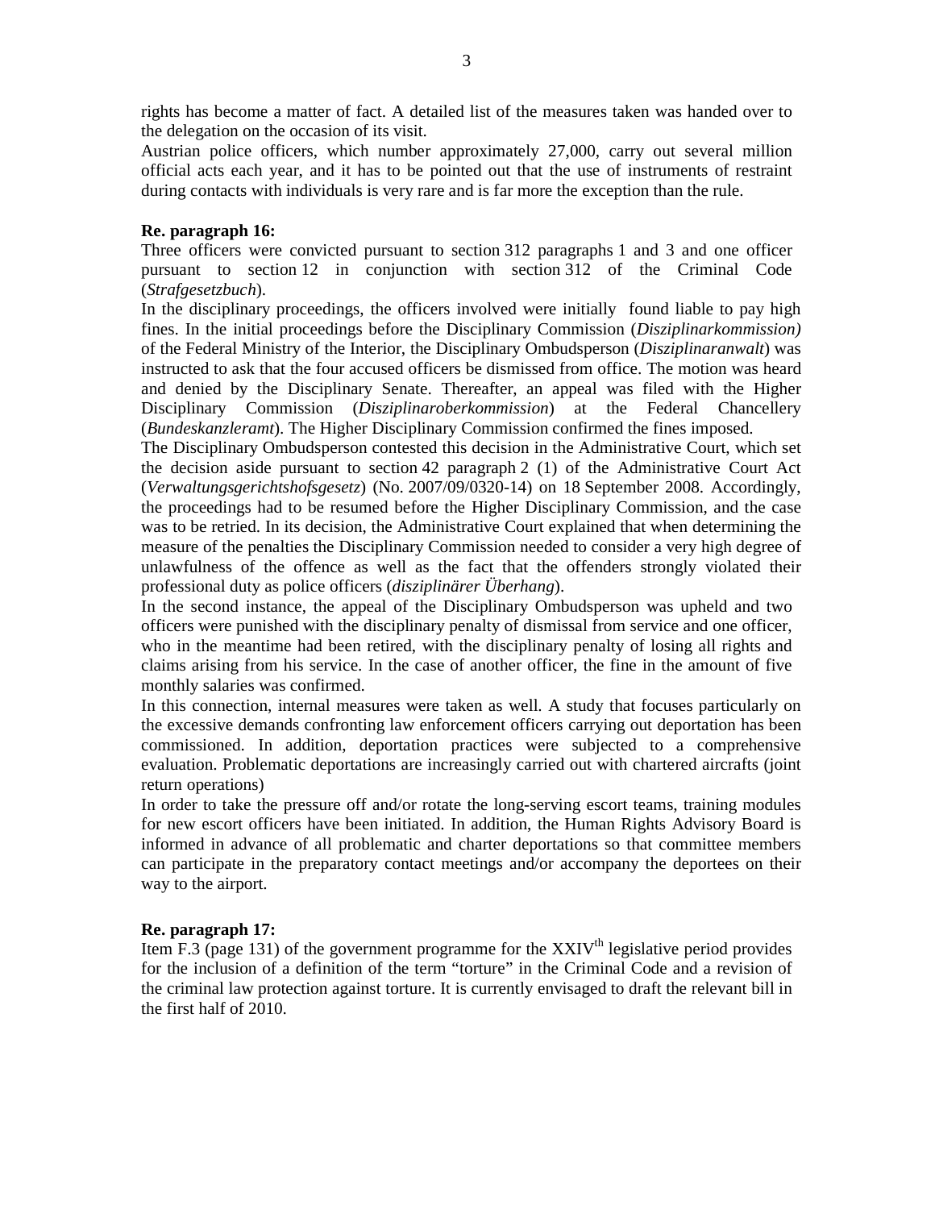rights has become a matter of fact. A detailed list of the measures taken was handed over to the delegation on the occasion of its visit.

Austrian police officers, which number approximately 27,000, carry out several million official acts each year, and it has to be pointed out that the use of instruments of restraint during contacts with individuals is very rare and is far more the exception than the rule.

**Re. paragraph 16:**

Three officers were convicted pursuant to section 312 paragraphs 1 and 3 and one officer pursuant to section 12 in conjunction with section 312 of the Criminal Code (*Strafgesetzbuch*).

In the disciplinary proceedings, the officers involved were initially found liable to pay high fines. In the initial proceedings before the Disciplinary Commission (*Disziplinarkommission)* of the Federal Ministry of the Interior, the Disciplinary Ombudsperson (*Disziplinaranwalt*) was instructed to ask that the four accused officers be dismissed from office. The motion was heard and denied by the Disciplinary Senate. Thereafter, an appeal was filed with the Higher Disciplinary Commission (*Disziplinaroberkommission*) at the Federal Chancellery (*Bundeskanzleramt*). The Higher Disciplinary Commission confirmed the fines imposed.

The Disciplinary Ombudsperson contested this decision in the Administrative Court, which set the decision aside pursuant to section 42 paragraph 2 (1) of the Administrative Court Act (*Verwaltungsgerichtshofsgesetz*) (No. 2007/09/0320-14) on 18 September 2008. Accordingly, the proceedings had to be resumed before the Higher Disciplinary Commission, and the case was to be retried. In its decision, the Administrative Court explained that when determining the measure of the penalties the Disciplinary Commission needed to consider a very high degree of unlawfulness of the offence as well as the fact that the offenders strongly violated their professional duty as police officers (*disziplinärer Überhang*).

In the second instance, the appeal of the Disciplinary Ombudsperson was upheld and two officers were punished with the disciplinary penalty of dismissal from service and one officer, who in the meantime had been retired, with the disciplinary penalty of losing all rights and claims arising from his service. In the case of another officer, the fine in the amount of five monthly salaries was confirmed.

In this connection, internal measures were taken as well. A study that focuses particularly on the excessive demands confronting law enforcement officers carrying out deportation has been commissioned. In addition, deportation practices were subjected to a comprehensive evaluation. Problematic deportations are increasingly carried out with chartered aircrafts (joint return operations)

In order to take the pressure off and/or rotate the long-serving escort teams, training modules for new escort officers have been initiated. In addition, the Human Rights Advisory Board is informed in advance of all problematic and charter deportations so that committee members can participate in the preparatory contact meetings and/or accompany the deportees on their way to the airport.

**Re. paragraph 17:**

Item F.3 (page 131) of the government programme for the XXIV^th^ legislative period provides for the inclusion of a definition of the term "torture" in the Criminal Code and a revision of the criminal law protection against torture. It is currently envisaged to draft the relevant bill in the first half of 2010.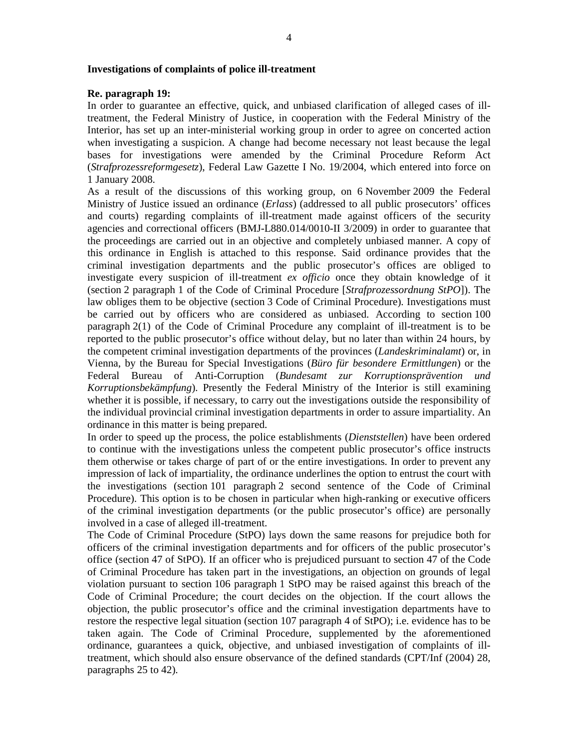**Investigations of complaints of police ill-treatment**

**Re. paragraph 19:**

In order to guarantee an effective, quick, and unbiased clarification of alleged cases of ill-treatment, the Federal Ministry of Justice, in cooperation with the Federal Ministry of the Interior, has set up an inter-ministerial working group in order to agree on concerted action when investigating a suspicion. A change had become necessary not least because the legal bases for investigations were amended by the Criminal Procedure Reform Act (*Strafprozessreformgesetz*), Federal Law Gazette I No. 19/2004, which entered into force on 1 January 2008.

As a result of the discussions of this working group, on 6 November 2009 the Federal Ministry of Justice issued an ordinance (*Erlass*) (addressed to all public prosecutors' offices and courts) regarding complaints of ill-treatment made against officers of the security agencies and correctional officers (BMJ-L880.014/0010-II 3/2009) in order to guarantee that the proceedings are carried out in an objective and completely unbiased manner. A copy of this ordinance in English is attached to this response. Said ordinance provides that the criminal investigation departments and the public prosecutor's offices are obliged to investigate every suspicion of ill-treatment *ex officio* once they obtain knowledge of it (section 2 paragraph 1 of the Code of Criminal Procedure [*Strafprozessordnung StPO*]). The law obliges them to be objective (section 3 Code of Criminal Procedure). Investigations must be carried out by officers who are considered as unbiased. According to section 100 paragraph 2(1) of the Code of Criminal Procedure any complaint of ill-treatment is to be reported to the public prosecutor's office without delay, but no later than within 24 hours, by the competent criminal investigation departments of the provinces (*Landeskriminalamt*) or, in Vienna, by the Bureau for Special Investigations (*Büro für besondere Ermittlungen*) or the Federal Bureau of Anti-Corruption (*Bundesamt zur Korruptionsprävention und Korruptionsbekämpfung*). Presently the Federal Ministry of the Interior is still examining whether it is possible, if necessary, to carry out the investigations outside the responsibility of the individual provincial criminal investigation departments in order to assure impartiality. An ordinance in this matter is being prepared.

In order to speed up the process, the police establishments (*Dienststellen*) have been ordered to continue with the investigations unless the competent public prosecutor's office instructs them otherwise or takes charge of part of or the entire investigations. In order to prevent any impression of lack of impartiality, the ordinance underlines the option to entrust the court with the investigations (section 101 paragraph 2 second sentence of the Code of Criminal Procedure). This option is to be chosen in particular when high-ranking or executive officers of the criminal investigation departments (or the public prosecutor's office) are personally involved in a case of alleged ill-treatment.

The Code of Criminal Procedure (StPO) lays down the same reasons for prejudice both for officers of the criminal investigation departments and for officers of the public prosecutor's office (section 47 of StPO). If an officer who is prejudiced pursuant to section 47 of the Code of Criminal Procedure has taken part in the investigations, an objection on grounds of legal violation pursuant to section 106 paragraph 1 StPO may be raised against this breach of the Code of Criminal Procedure; the court decides on the objection. If the court allows the objection, the public prosecutor's office and the criminal investigation departments have to restore the respective legal situation (section 107 paragraph 4 of StPO); i.e. evidence has to be taken again. The Code of Criminal Procedure, supplemented by the aforementioned ordinance, guarantees a quick, objective, and unbiased investigation of complaints of ill-treatment, which should also ensure observance of the defined standards (CPT/Inf (2004) 28, paragraphs 25 to 42).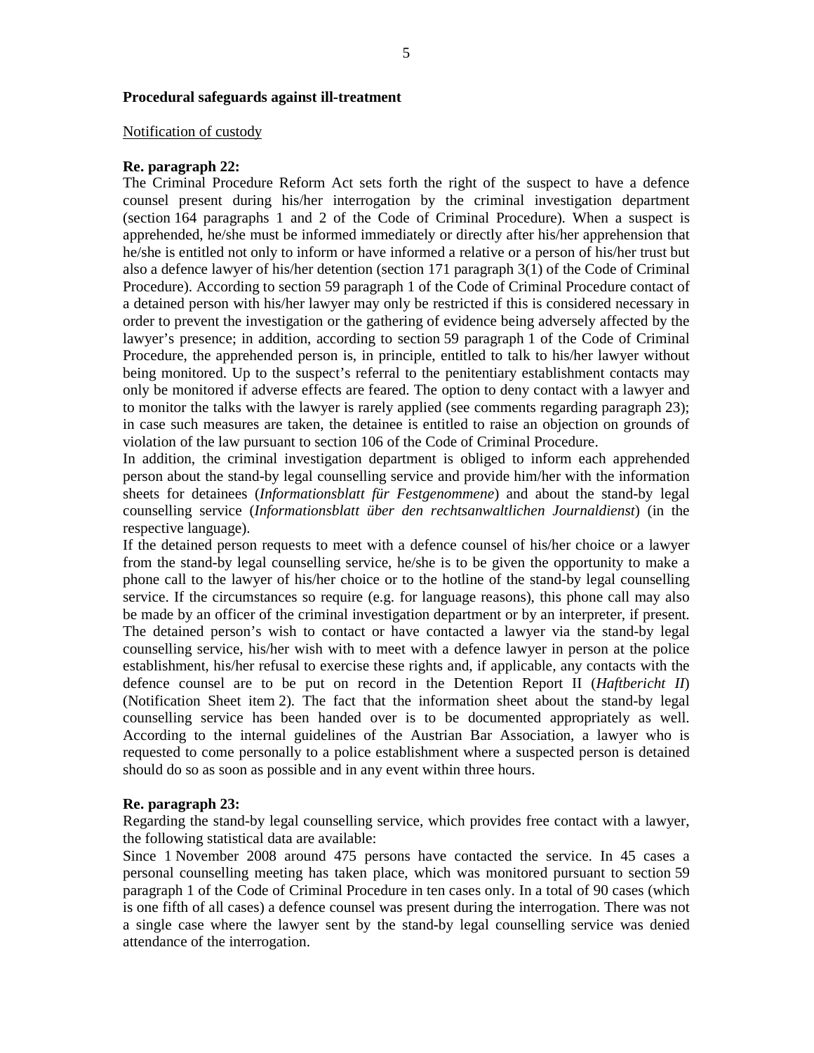**Procedural safeguards against ill-treatment**

Notification of custody

**Re. paragraph 22:**

The Criminal Procedure Reform Act sets forth the right of the suspect to have a defence counsel present during his/her interrogation by the criminal investigation department (section 164 paragraphs 1 and 2 of the Code of Criminal Procedure). When a suspect is apprehended, he/she must be informed immediately or directly after his/her apprehension that he/she is entitled not only to inform or have informed a relative or a person of his/her trust but also a defence lawyer of his/her detention (section 171 paragraph 3(1) of the Code of Criminal Procedure). According to section 59 paragraph 1 of the Code of Criminal Procedure contact of a detained person with his/her lawyer may only be restricted if this is considered necessary in order to prevent the investigation or the gathering of evidence being adversely affected by the lawyer's presence; in addition, according to section 59 paragraph 1 of the Code of Criminal Procedure, the apprehended person is, in principle, entitled to talk to his/her lawyer without being monitored. Up to the suspect's referral to the penitentiary establishment contacts may only be monitored if adverse effects are feared. The option to deny contact with a lawyer and to monitor the talks with the lawyer is rarely applied (see comments regarding paragraph 23); in case such measures are taken, the detainee is entitled to raise an objection on grounds of violation of the law pursuant to section 106 of the Code of Criminal Procedure.

In addition, the criminal investigation department is obliged to inform each apprehended person about the stand-by legal counselling service and provide him/her with the information sheets for detainees (*Informationsblatt für Festgenommene*) and about the stand-by legal counselling service (*Informationsblatt über den rechtsanwaltlichen Journaldienst*) (in the respective language).

If the detained person requests to meet with a defence counsel of his/her choice or a lawyer from the stand-by legal counselling service, he/she is to be given the opportunity to make a phone call to the lawyer of his/her choice or to the hotline of the stand-by legal counselling service. If the circumstances so require (e.g. for language reasons), this phone call may also be made by an officer of the criminal investigation department or by an interpreter, if present. The detained person's wish to contact or have contacted a lawyer via the stand-by legal counselling service, his/her wish with to meet with a defence lawyer in person at the police establishment, his/her refusal to exercise these rights and, if applicable, any contacts with the defence counsel are to be put on record in the Detention Report II (*Haftbericht II*) (Notification Sheet item 2). The fact that the information sheet about the stand-by legal counselling service has been handed over is to be documented appropriately as well. According to the internal guidelines of the Austrian Bar Association, a lawyer who is requested to come personally to a police establishment where a suspected person is detained should do so as soon as possible and in any event within three hours.

**Re. paragraph 23:**

Regarding the stand-by legal counselling service, which provides free contact with a lawyer, the following statistical data are available:

Since 1 November 2008 around 475 persons have contacted the service. In 45 cases a personal counselling meeting has taken place, which was monitored pursuant to section 59 paragraph 1 of the Code of Criminal Procedure in ten cases only. In a total of 90 cases (which is one fifth of all cases) a defence counsel was present during the interrogation. There was not a single case where the lawyer sent by the stand-by legal counselling service was denied attendance of the interrogation.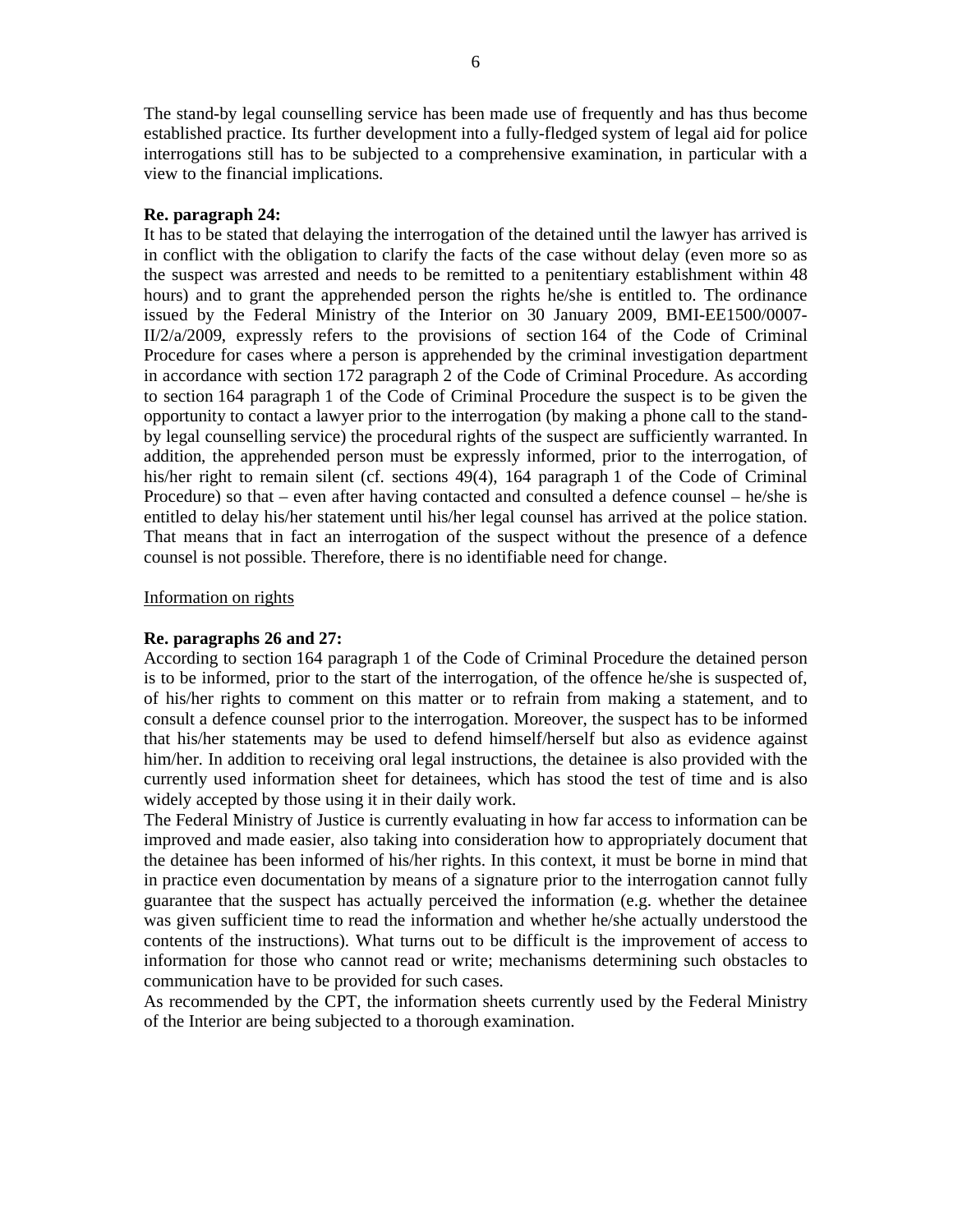The stand-by legal counselling service has been made use of frequently and has thus become established practice. Its further development into a fully-fledged system of legal aid for police interrogations still has to be subjected to a comprehensive examination, in particular with a view to the financial implications.

**Re. paragraph 24:**
It has to be stated that delaying the interrogation of the detained until the lawyer has arrived is in conflict with the obligation to clarify the facts of the case without delay (even more so as the suspect was arrested and needs to be remitted to a penitentiary establishment within 48 hours) and to grant the apprehended person the rights he/she is entitled to. The ordinance issued by the Federal Ministry of the Interior on 30 January 2009, BMI-EE1500/0007-II/2/a/2009, expressly refers to the provisions of section 164 of the Code of Criminal Procedure for cases where a person is apprehended by the criminal investigation department in accordance with section 172 paragraph 2 of the Code of Criminal Procedure. As according to section 164 paragraph 1 of the Code of Criminal Procedure the suspect is to be given the opportunity to contact a lawyer prior to the interrogation (by making a phone call to the stand-by legal counselling service) the procedural rights of the suspect are sufficiently warranted. In addition, the apprehended person must be expressly informed, prior to the interrogation, of his/her right to remain silent (cf. sections 49(4), 164 paragraph 1 of the Code of Criminal Procedure) so that – even after having contacted and consulted a defence counsel – he/she is entitled to delay his/her statement until his/her legal counsel has arrived at the police station. That means that in fact an interrogation of the suspect without the presence of a defence counsel is not possible. Therefore, there is no identifiable need for change.

Information on rights

**Re. paragraphs 26 and 27:**
According to section 164 paragraph 1 of the Code of Criminal Procedure the detained person is to be informed, prior to the start of the interrogation, of the offence he/she is suspected of, of his/her rights to comment on this matter or to refrain from making a statement, and to consult a defence counsel prior to the interrogation. Moreover, the suspect has to be informed that his/her statements may be used to defend himself/herself but also as evidence against him/her. In addition to receiving oral legal instructions, the detainee is also provided with the currently used information sheet for detainees, which has stood the test of time and is also widely accepted by those using it in their daily work.
The Federal Ministry of Justice is currently evaluating in how far access to information can be improved and made easier, also taking into consideration how to appropriately document that the detainee has been informed of his/her rights. In this context, it must be borne in mind that in practice even documentation by means of a signature prior to the interrogation cannot fully guarantee that the suspect has actually perceived the information (e.g. whether the detainee was given sufficient time to read the information and whether he/she actually understood the contents of the instructions). What turns out to be difficult is the improvement of access to information for those who cannot read or write; mechanisms determining such obstacles to communication have to be provided for such cases.
As recommended by the CPT, the information sheets currently used by the Federal Ministry of the Interior are being subjected to a thorough examination.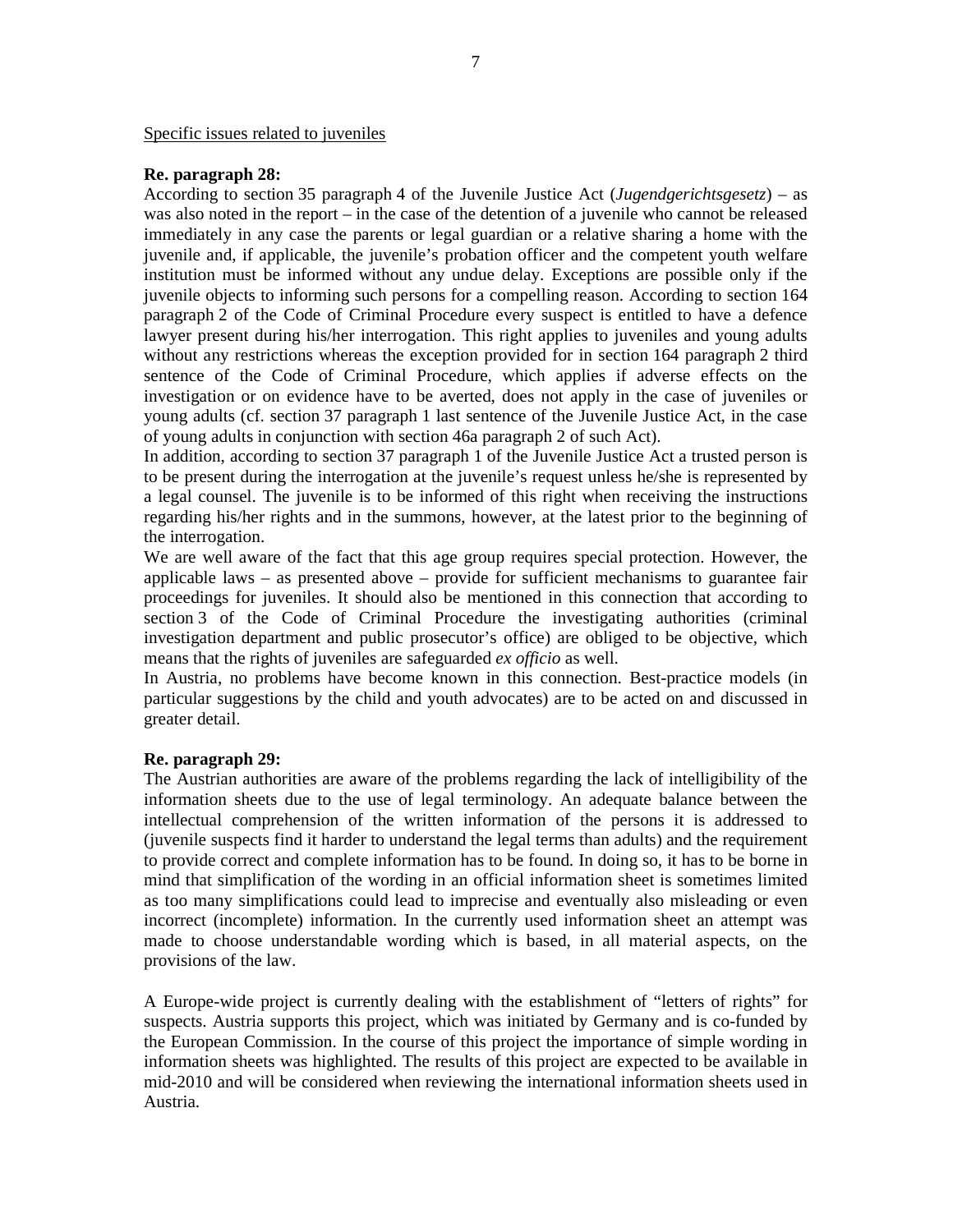<u>Specific issues related to juveniles</u>

**Re. paragraph 28:**

According to section 35 paragraph 4 of the Juvenile Justice Act (*Jugendgerichtsgesetz*) – as was also noted in the report – in the case of the detention of a juvenile who cannot be released immediately in any case the parents or legal guardian or a relative sharing a home with the juvenile and, if applicable, the juvenile's probation officer and the competent youth welfare institution must be informed without any undue delay. Exceptions are possible only if the juvenile objects to informing such persons for a compelling reason. According to section 164 paragraph 2 of the Code of Criminal Procedure every suspect is entitled to have a defence lawyer present during his/her interrogation. This right applies to juveniles and young adults without any restrictions whereas the exception provided for in section 164 paragraph 2 third sentence of the Code of Criminal Procedure, which applies if adverse effects on the investigation or on evidence have to be averted, does not apply in the case of juveniles or young adults (cf. section 37 paragraph 1 last sentence of the Juvenile Justice Act, in the case of young adults in conjunction with section 46a paragraph 2 of such Act).

In addition, according to section 37 paragraph 1 of the Juvenile Justice Act a trusted person is to be present during the interrogation at the juvenile's request unless he/she is represented by a legal counsel. The juvenile is to be informed of this right when receiving the instructions regarding his/her rights and in the summons, however, at the latest prior to the beginning of the interrogation.

We are well aware of the fact that this age group requires special protection. However, the applicable laws – as presented above – provide for sufficient mechanisms to guarantee fair proceedings for juveniles. It should also be mentioned in this connection that according to section 3 of the Code of Criminal Procedure the investigating authorities (criminal investigation department and public prosecutor's office) are obliged to be objective, which means that the rights of juveniles are safeguarded *ex officio* as well.

In Austria, no problems have become known in this connection. Best-practice models (in particular suggestions by the child and youth advocates) are to be acted on and discussed in greater detail.

**Re. paragraph 29:**

The Austrian authorities are aware of the problems regarding the lack of intelligibility of the information sheets due to the use of legal terminology. An adequate balance between the intellectual comprehension of the written information of the persons it is addressed to (juvenile suspects find it harder to understand the legal terms than adults) and the requirement to provide correct and complete information has to be found. In doing so, it has to be borne in mind that simplification of the wording in an official information sheet is sometimes limited as too many simplifications could lead to imprecise and eventually also misleading or even incorrect (incomplete) information. In the currently used information sheet an attempt was made to choose understandable wording which is based, in all material aspects, on the provisions of the law.

A Europe-wide project is currently dealing with the establishment of "letters of rights" for suspects. Austria supports this project, which was initiated by Germany and is co-funded by the European Commission. In the course of this project the importance of simple wording in information sheets was highlighted. The results of this project are expected to be available in mid-2010 and will be considered when reviewing the international information sheets used in Austria.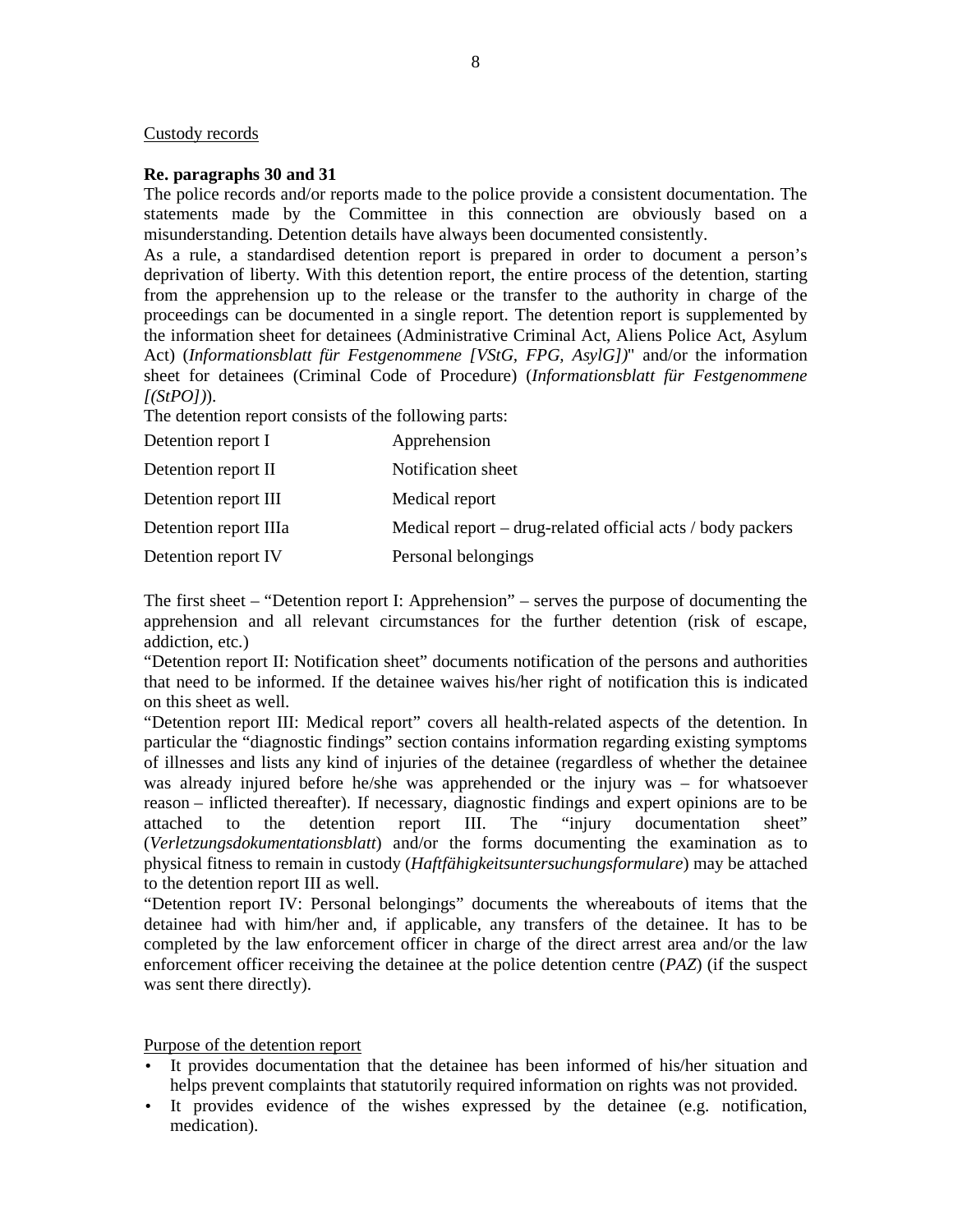Custody records

**Re. paragraphs 30 and 31**

The police records and/or reports made to the police provide a consistent documentation. The statements made by the Committee in this connection are obviously based on a misunderstanding. Detention details have always been documented consistently.

As a rule, a standardised detention report is prepared in order to document a person's deprivation of liberty. With this detention report, the entire process of the detention, starting from the apprehension up to the release or the transfer to the authority in charge of the proceedings can be documented in a single report. The detention report is supplemented by the information sheet for detainees (Administrative Criminal Act, Aliens Police Act, Asylum Act) (*Informationsblatt für Festgenommene [VStG, FPG, AsylG])*" and/or the information sheet for detainees (Criminal Code of Procedure) (*Informationsblatt für Festgenommene [(StPO])*).

The detention report consists of the following parts:

| | |
|---|---|
| Detention report I | Apprehension |
| Detention report II | Notification sheet |
| Detention report III | Medical report |
| Detention report IIIa | Medical report – drug-related official acts / body packers |
| Detention report IV | Personal belongings |

The first sheet – "Detention report I: Apprehension" – serves the purpose of documenting the apprehension and all relevant circumstances for the further detention (risk of escape, addiction, etc.)

"Detention report II: Notification sheet" documents notification of the persons and authorities that need to be informed. If the detainee waives his/her right of notification this is indicated on this sheet as well.

"Detention report III: Medical report" covers all health-related aspects of the detention. In particular the "diagnostic findings" section contains information regarding existing symptoms of illnesses and lists any kind of injuries of the detainee (regardless of whether the detainee was already injured before he/she was apprehended or the injury was – for whatsoever reason – inflicted thereafter). If necessary, diagnostic findings and expert opinions are to be attached to the detention report III. The "injury documentation sheet" (*Verletzungsdokumentationsblatt*) and/or the forms documenting the examination as to physical fitness to remain in custody (*Haftfähigkeitsuntersuchungsformulare*) may be attached to the detention report III as well.

"Detention report IV: Personal belongings" documents the whereabouts of items that the detainee had with him/her and, if applicable, any transfers of the detainee. It has to be completed by the law enforcement officer in charge of the direct arrest area and/or the law enforcement officer receiving the detainee at the police detention centre (*PAZ*) (if the suspect was sent there directly).

Purpose of the detention report

- It provides documentation that the detainee has been informed of his/her situation and helps prevent complaints that statutorily required information on rights was not provided.
- It provides evidence of the wishes expressed by the detainee (e.g. notification, medication).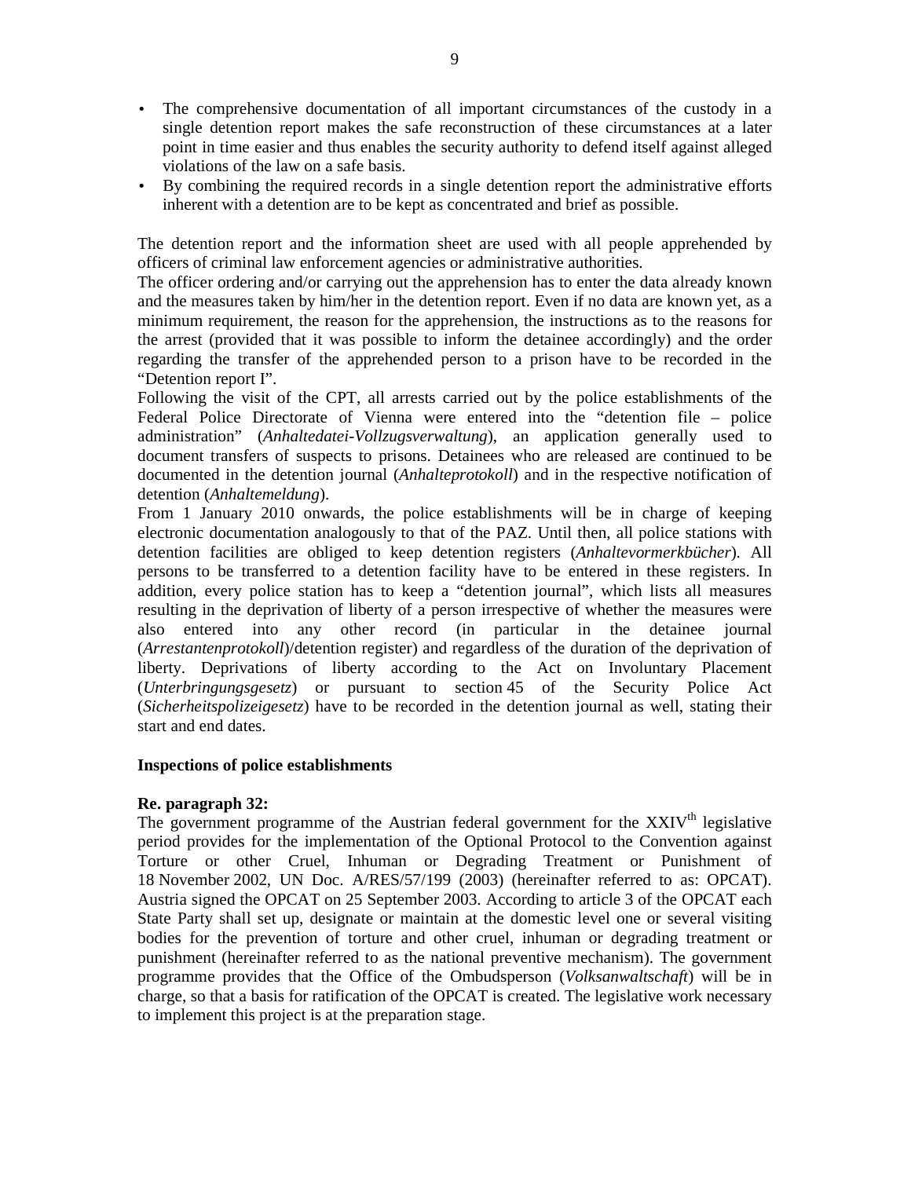- The comprehensive documentation of all important circumstances of the custody in a single detention report makes the safe reconstruction of these circumstances at a later point in time easier and thus enables the security authority to defend itself against alleged violations of the law on a safe basis.
- By combining the required records in a single detention report the administrative efforts inherent with a detention are to be kept as concentrated and brief as possible.

The detention report and the information sheet are used with all people apprehended by officers of criminal law enforcement agencies or administrative authorities.
The officer ordering and/or carrying out the apprehension has to enter the data already known and the measures taken by him/her in the detention report. Even if no data are known yet, as a minimum requirement, the reason for the apprehension, the instructions as to the reasons for the arrest (provided that it was possible to inform the detainee accordingly) and the order regarding the transfer of the apprehended person to a prison have to be recorded in the "Detention report I".
Following the visit of the CPT, all arrests carried out by the police establishments of the Federal Police Directorate of Vienna were entered into the "detention file – police administration" (*Anhaltedatei-Vollzugsverwaltung*), an application generally used to document transfers of suspects to prisons. Detainees who are released are continued to be documented in the detention journal (*Anhalteprotokoll*) and in the respective notification of detention (*Anhaltemeldung*).
From 1 January 2010 onwards, the police establishments will be in charge of keeping electronic documentation analogously to that of the PAZ. Until then, all police stations with detention facilities are obliged to keep detention registers (*Anhaltevormerkbücher*). All persons to be transferred to a detention facility have to be entered in these registers. In addition, every police station has to keep a "detention journal", which lists all measures resulting in the deprivation of liberty of a person irrespective of whether the measures were also entered into any other record (in particular in the detainee journal (*Arrestantenprotokoll*)/detention register) and regardless of the duration of the deprivation of liberty. Deprivations of liberty according to the Act on Involuntary Placement (*Unterbringungsgesetz*) or pursuant to section 45 of the Security Police Act (*Sicherheitspolizeigesetz*) have to be recorded in the detention journal as well, stating their start and end dates.

**Inspections of police establishments**

**Re. paragraph 32:**
The government programme of the Austrian federal government for the XXIV^th legislative period provides for the implementation of the Optional Protocol to the Convention against Torture or other Cruel, Inhuman or Degrading Treatment or Punishment of 18 November 2002, UN Doc. A/RES/57/199 (2003) (hereinafter referred to as: OPCAT). Austria signed the OPCAT on 25 September 2003. According to article 3 of the OPCAT each State Party shall set up, designate or maintain at the domestic level one or several visiting bodies for the prevention of torture and other cruel, inhuman or degrading treatment or punishment (hereinafter referred to as the national preventive mechanism). The government programme provides that the Office of the Ombudsperson (*Volksanwaltschaft*) will be in charge, so that a basis for ratification of the OPCAT is created. The legislative work necessary to implement this project is at the preparation stage.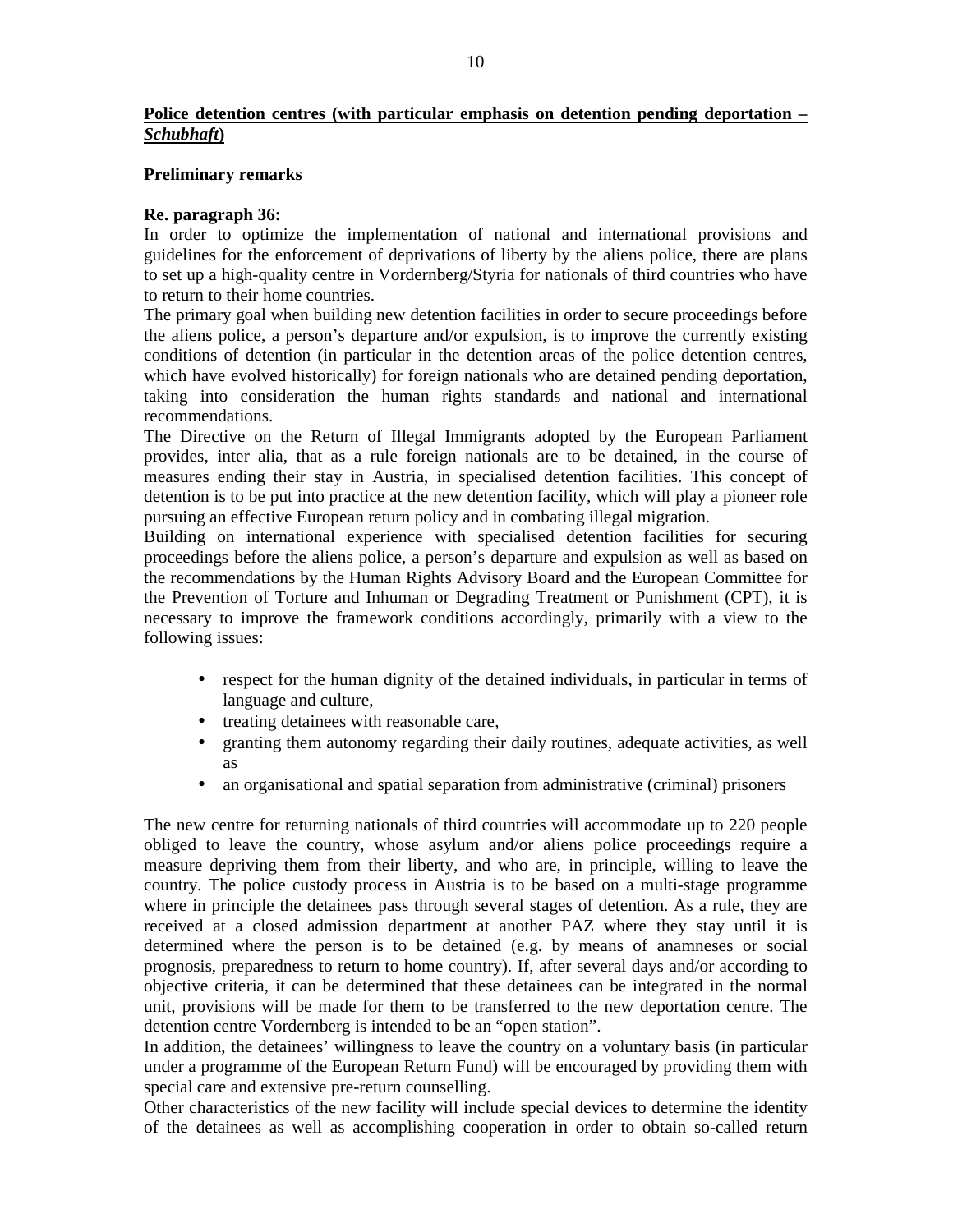**<u>Police detention centres (with particular emphasis on detention pending deportation – *Schubhaft*)</u>**

**Preliminary remarks**

**Re. paragraph 36:**

In order to optimize the implementation of national and international provisions and guidelines for the enforcement of deprivations of liberty by the aliens police, there are plans to set up a high-quality centre in Vordernberg/Styria for nationals of third countries who have to return to their home countries.

The primary goal when building new detention facilities in order to secure proceedings before the aliens police, a person's departure and/or expulsion, is to improve the currently existing conditions of detention (in particular in the detention areas of the police detention centres, which have evolved historically) for foreign nationals who are detained pending deportation, taking into consideration the human rights standards and national and international recommendations.

The Directive on the Return of Illegal Immigrants adopted by the European Parliament provides, inter alia, that as a rule foreign nationals are to be detained, in the course of measures ending their stay in Austria, in specialised detention facilities. This concept of detention is to be put into practice at the new detention facility, which will play a pioneer role pursuing an effective European return policy and in combating illegal migration.

Building on international experience with specialised detention facilities for securing proceedings before the aliens police, a person's departure and expulsion as well as based on the recommendations by the Human Rights Advisory Board and the European Committee for the Prevention of Torture and Inhuman or Degrading Treatment or Punishment (CPT), it is necessary to improve the framework conditions accordingly, primarily with a view to the following issues:

- respect for the human dignity of the detained individuals, in particular in terms of language and culture,
- treating detainees with reasonable care,
- granting them autonomy regarding their daily routines, adequate activities, as well as
- an organisational and spatial separation from administrative (criminal) prisoners

The new centre for returning nationals of third countries will accommodate up to 220 people obliged to leave the country, whose asylum and/or aliens police proceedings require a measure depriving them from their liberty, and who are, in principle, willing to leave the country. The police custody process in Austria is to be based on a multi-stage programme where in principle the detainees pass through several stages of detention. As a rule, they are received at a closed admission department at another PAZ where they stay until it is determined where the person is to be detained (e.g. by means of anamneses or social prognosis, preparedness to return to home country). If, after several days and/or according to objective criteria, it can be determined that these detainees can be integrated in the normal unit, provisions will be made for them to be transferred to the new deportation centre. The detention centre Vordernberg is intended to be an "open station".

In addition, the detainees' willingness to leave the country on a voluntary basis (in particular under a programme of the European Return Fund) will be encouraged by providing them with special care and extensive pre-return counselling.

Other characteristics of the new facility will include special devices to determine the identity of the detainees as well as accomplishing cooperation in order to obtain so-called return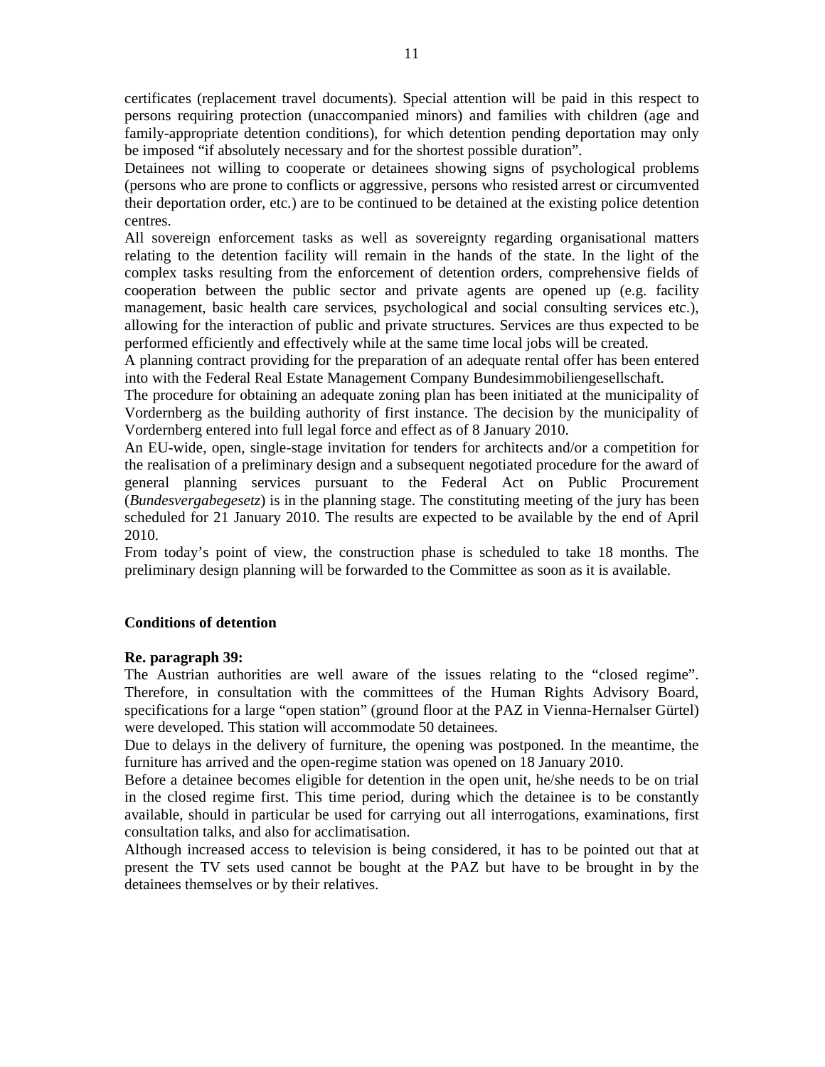certificates (replacement travel documents). Special attention will be paid in this respect to persons requiring protection (unaccompanied minors) and families with children (age and family-appropriate detention conditions), for which detention pending deportation may only be imposed "if absolutely necessary and for the shortest possible duration".

Detainees not willing to cooperate or detainees showing signs of psychological problems (persons who are prone to conflicts or aggressive, persons who resisted arrest or circumvented their deportation order, etc.) are to be continued to be detained at the existing police detention centres.

All sovereign enforcement tasks as well as sovereignty regarding organisational matters relating to the detention facility will remain in the hands of the state. In the light of the complex tasks resulting from the enforcement of detention orders, comprehensive fields of cooperation between the public sector and private agents are opened up (e.g. facility management, basic health care services, psychological and social consulting services etc.), allowing for the interaction of public and private structures. Services are thus expected to be performed efficiently and effectively while at the same time local jobs will be created.

A planning contract providing for the preparation of an adequate rental offer has been entered into with the Federal Real Estate Management Company Bundesimmobiliengesellschaft.

The procedure for obtaining an adequate zoning plan has been initiated at the municipality of Vordernberg as the building authority of first instance. The decision by the municipality of Vordernberg entered into full legal force and effect as of 8 January 2010.

An EU-wide, open, single-stage invitation for tenders for architects and/or a competition for the realisation of a preliminary design and a subsequent negotiated procedure for the award of general planning services pursuant to the Federal Act on Public Procurement (*Bundesvergabegesetz*) is in the planning stage. The constituting meeting of the jury has been scheduled for 21 January 2010. The results are expected to be available by the end of April 2010.

From today's point of view, the construction phase is scheduled to take 18 months. The preliminary design planning will be forwarded to the Committee as soon as it is available.

### Conditions of detention

**Re. paragraph 39:**

The Austrian authorities are well aware of the issues relating to the "closed regime". Therefore, in consultation with the committees of the Human Rights Advisory Board, specifications for a large "open station" (ground floor at the PAZ in Vienna-Hernalser Gürtel) were developed. This station will accommodate 50 detainees.

Due to delays in the delivery of furniture, the opening was postponed. In the meantime, the furniture has arrived and the open-regime station was opened on 18 January 2010.

Before a detainee becomes eligible for detention in the open unit, he/she needs to be on trial in the closed regime first. This time period, during which the detainee is to be constantly available, should in particular be used for carrying out all interrogations, examinations, first consultation talks, and also for acclimatisation.

Although increased access to television is being considered, it has to be pointed out that at present the TV sets used cannot be bought at the PAZ but have to be brought in by the detainees themselves or by their relatives.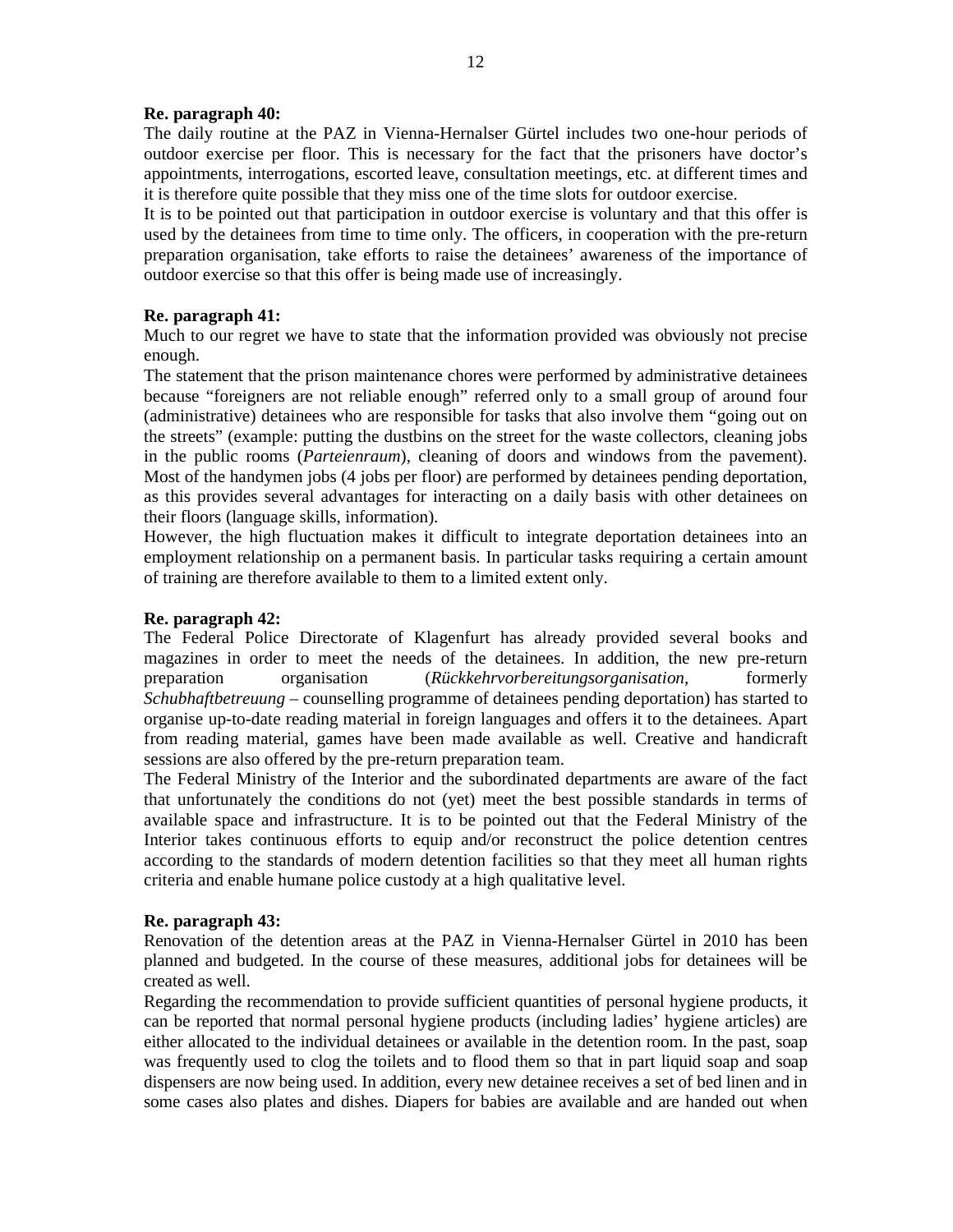**Re. paragraph 40:**

The daily routine at the PAZ in Vienna-Hernalser Gürtel includes two one-hour periods of outdoor exercise per floor. This is necessary for the fact that the prisoners have doctor's appointments, interrogations, escorted leave, consultation meetings, etc. at different times and it is therefore quite possible that they miss one of the time slots for outdoor exercise.

It is to be pointed out that participation in outdoor exercise is voluntary and that this offer is used by the detainees from time to time only. The officers, in cooperation with the pre-return preparation organisation, take efforts to raise the detainees' awareness of the importance of outdoor exercise so that this offer is being made use of increasingly.

**Re. paragraph 41:**

Much to our regret we have to state that the information provided was obviously not precise enough.

The statement that the prison maintenance chores were performed by administrative detainees because "foreigners are not reliable enough" referred only to a small group of around four (administrative) detainees who are responsible for tasks that also involve them "going out on the streets" (example: putting the dustbins on the street for the waste collectors, cleaning jobs in the public rooms (*Parteienraum*), cleaning of doors and windows from the pavement). Most of the handymen jobs (4 jobs per floor) are performed by detainees pending deportation, as this provides several advantages for interacting on a daily basis with other detainees on their floors (language skills, information).

However, the high fluctuation makes it difficult to integrate deportation detainees into an employment relationship on a permanent basis. In particular tasks requiring a certain amount of training are therefore available to them to a limited extent only.

**Re. paragraph 42:**

The Federal Police Directorate of Klagenfurt has already provided several books and magazines in order to meet the needs of the detainees. In addition, the new pre-return preparation organisation (*Rückkehrvorbereitungsorganisation*, formerly *Schubhaftbetreuung* – counselling programme of detainees pending deportation) has started to organise up-to-date reading material in foreign languages and offers it to the detainees. Apart from reading material, games have been made available as well. Creative and handicraft sessions are also offered by the pre-return preparation team.

The Federal Ministry of the Interior and the subordinated departments are aware of the fact that unfortunately the conditions do not (yet) meet the best possible standards in terms of available space and infrastructure. It is to be pointed out that the Federal Ministry of the Interior takes continuous efforts to equip and/or reconstruct the police detention centres according to the standards of modern detention facilities so that they meet all human rights criteria and enable humane police custody at a high qualitative level.

**Re. paragraph 43:**

Renovation of the detention areas at the PAZ in Vienna-Hernalser Gürtel in 2010 has been planned and budgeted. In the course of these measures, additional jobs for detainees will be created as well.

Regarding the recommendation to provide sufficient quantities of personal hygiene products, it can be reported that normal personal hygiene products (including ladies' hygiene articles) are either allocated to the individual detainees or available in the detention room. In the past, soap was frequently used to clog the toilets and to flood them so that in part liquid soap and soap dispensers are now being used. In addition, every new detainee receives a set of bed linen and in some cases also plates and dishes. Diapers for babies are available and are handed out when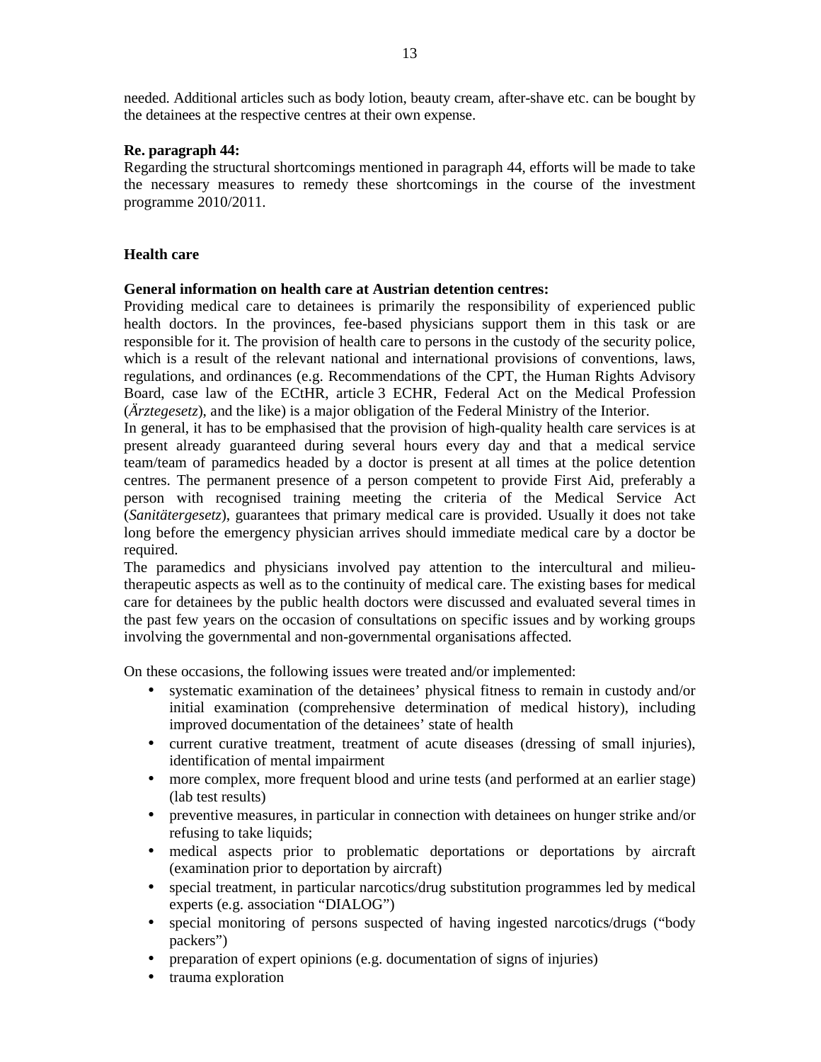needed. Additional articles such as body lotion, beauty cream, after-shave etc. can be bought by the detainees at the respective centres at their own expense.

**Re. paragraph 44:**
Regarding the structural shortcomings mentioned in paragraph 44, efforts will be made to take the necessary measures to remedy these shortcomings in the course of the investment programme 2010/2011.

## Health care

**General information on health care at Austrian detention centres:**
Providing medical care to detainees is primarily the responsibility of experienced public health doctors. In the provinces, fee-based physicians support them in this task or are responsible for it. The provision of health care to persons in the custody of the security police, which is a result of the relevant national and international provisions of conventions, laws, regulations, and ordinances (e.g. Recommendations of the CPT, the Human Rights Advisory Board, case law of the ECtHR, article 3 ECHR, Federal Act on the Medical Profession (*Ärztegesetz*), and the like) is a major obligation of the Federal Ministry of the Interior.
In general, it has to be emphasised that the provision of high-quality health care services is at present already guaranteed during several hours every day and that a medical service team/team of paramedics headed by a doctor is present at all times at the police detention centres. The permanent presence of a person competent to provide First Aid, preferably a person with recognised training meeting the criteria of the Medical Service Act (*Sanitätergesetz*), guarantees that primary medical care is provided. Usually it does not take long before the emergency physician arrives should immediate medical care by a doctor be required.
The paramedics and physicians involved pay attention to the intercultural and milieu-therapeutic aspects as well as to the continuity of medical care. The existing bases for medical care for detainees by the public health doctors were discussed and evaluated several times in the past few years on the occasion of consultations on specific issues and by working groups involving the governmental and non-governmental organisations affected.

On these occasions, the following issues were treated and/or implemented:

- systematic examination of the detainees' physical fitness to remain in custody and/or initial examination (comprehensive determination of medical history), including improved documentation of the detainees' state of health
- current curative treatment, treatment of acute diseases (dressing of small injuries), identification of mental impairment
- more complex, more frequent blood and urine tests (and performed at an earlier stage) (lab test results)
- preventive measures, in particular in connection with detainees on hunger strike and/or refusing to take liquids;
- medical aspects prior to problematic deportations or deportations by aircraft (examination prior to deportation by aircraft)
- special treatment, in particular narcotics/drug substitution programmes led by medical experts (e.g. association "DIALOG")
- special monitoring of persons suspected of having ingested narcotics/drugs ("body packers")
- preparation of expert opinions (e.g. documentation of signs of injuries)
- trauma exploration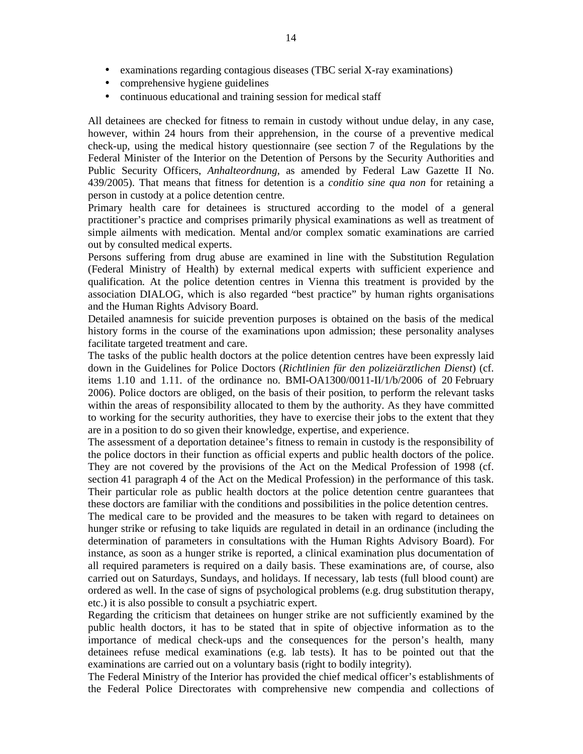- examinations regarding contagious diseases (TBC serial X-ray examinations)
- comprehensive hygiene guidelines
- continuous educational and training session for medical staff

All detainees are checked for fitness to remain in custody without undue delay, in any case, however, within 24 hours from their apprehension, in the course of a preventive medical check-up, using the medical history questionnaire (see section 7 of the Regulations by the Federal Minister of the Interior on the Detention of Persons by the Security Authorities and Public Security Officers, *Anhalteordnung*, as amended by Federal Law Gazette II No. 439/2005). That means that fitness for detention is a *conditio sine qua non* for retaining a person in custody at a police detention centre.

Primary health care for detainees is structured according to the model of a general practitioner's practice and comprises primarily physical examinations as well as treatment of simple ailments with medication. Mental and/or complex somatic examinations are carried out by consulted medical experts.

Persons suffering from drug abuse are examined in line with the Substitution Regulation (Federal Ministry of Health) by external medical experts with sufficient experience and qualification. At the police detention centres in Vienna this treatment is provided by the association DIALOG, which is also regarded "best practice" by human rights organisations and the Human Rights Advisory Board.

Detailed anamnesis for suicide prevention purposes is obtained on the basis of the medical history forms in the course of the examinations upon admission; these personality analyses facilitate targeted treatment and care.

The tasks of the public health doctors at the police detention centres have been expressly laid down in the Guidelines for Police Doctors (*Richtlinien für den polizeiärztlichen Dienst*) (cf. items 1.10 and 1.11. of the ordinance no. BMI-OA1300/0011-II/1/b/2006 of 20 February 2006). Police doctors are obliged, on the basis of their position, to perform the relevant tasks within the areas of responsibility allocated to them by the authority. As they have committed to working for the security authorities, they have to exercise their jobs to the extent that they are in a position to do so given their knowledge, expertise, and experience.

The assessment of a deportation detainee's fitness to remain in custody is the responsibility of the police doctors in their function as official experts and public health doctors of the police. They are not covered by the provisions of the Act on the Medical Profession of 1998 (cf. section 41 paragraph 4 of the Act on the Medical Profession) in the performance of this task. Their particular role as public health doctors at the police detention centre guarantees that these doctors are familiar with the conditions and possibilities in the police detention centres.

The medical care to be provided and the measures to be taken with regard to detainees on hunger strike or refusing to take liquids are regulated in detail in an ordinance (including the determination of parameters in consultations with the Human Rights Advisory Board). For instance, as soon as a hunger strike is reported, a clinical examination plus documentation of all required parameters is required on a daily basis. These examinations are, of course, also carried out on Saturdays, Sundays, and holidays. If necessary, lab tests (full blood count) are ordered as well. In the case of signs of psychological problems (e.g. drug substitution therapy, etc.) it is also possible to consult a psychiatric expert.

Regarding the criticism that detainees on hunger strike are not sufficiently examined by the public health doctors, it has to be stated that in spite of objective information as to the importance of medical check-ups and the consequences for the person's health, many detainees refuse medical examinations (e.g. lab tests). It has to be pointed out that the examinations are carried out on a voluntary basis (right to bodily integrity).

The Federal Ministry of the Interior has provided the chief medical officer's establishments of the Federal Police Directorates with comprehensive new compendia and collections of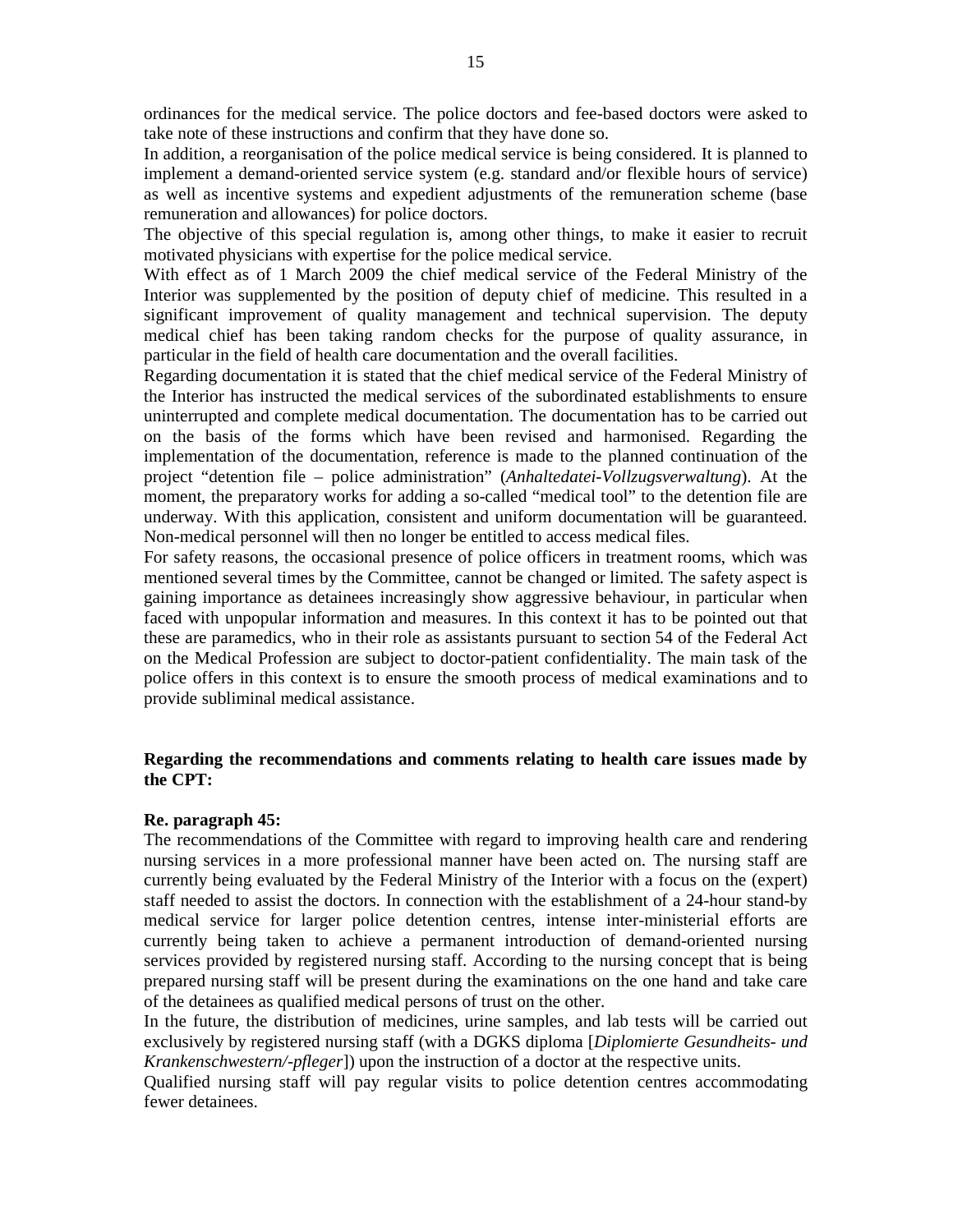ordinances for the medical service. The police doctors and fee-based doctors were asked to take note of these instructions and confirm that they have done so.

In addition, a reorganisation of the police medical service is being considered. It is planned to implement a demand-oriented service system (e.g. standard and/or flexible hours of service) as well as incentive systems and expedient adjustments of the remuneration scheme (base remuneration and allowances) for police doctors.

The objective of this special regulation is, among other things, to make it easier to recruit motivated physicians with expertise for the police medical service.

With effect as of 1 March 2009 the chief medical service of the Federal Ministry of the Interior was supplemented by the position of deputy chief of medicine. This resulted in a significant improvement of quality management and technical supervision. The deputy medical chief has been taking random checks for the purpose of quality assurance, in particular in the field of health care documentation and the overall facilities.

Regarding documentation it is stated that the chief medical service of the Federal Ministry of the Interior has instructed the medical services of the subordinated establishments to ensure uninterrupted and complete medical documentation. The documentation has to be carried out on the basis of the forms which have been revised and harmonised. Regarding the implementation of the documentation, reference is made to the planned continuation of the project "detention file – police administration" (*Anhaltedatei-Vollzugsverwaltung*). At the moment, the preparatory works for adding a so-called "medical tool" to the detention file are underway. With this application, consistent and uniform documentation will be guaranteed. Non-medical personnel will then no longer be entitled to access medical files.

For safety reasons, the occasional presence of police officers in treatment rooms, which was mentioned several times by the Committee, cannot be changed or limited. The safety aspect is gaining importance as detainees increasingly show aggressive behaviour, in particular when faced with unpopular information and measures. In this context it has to be pointed out that these are paramedics, who in their role as assistants pursuant to section 54 of the Federal Act on the Medical Profession are subject to doctor-patient confidentiality. The main task of the police offers in this context is to ensure the smooth process of medical examinations and to provide subliminal medical assistance.

**Regarding the recommendations and comments relating to health care issues made by the CPT:**

**Re. paragraph 45:**

The recommendations of the Committee with regard to improving health care and rendering nursing services in a more professional manner have been acted on. The nursing staff are currently being evaluated by the Federal Ministry of the Interior with a focus on the (expert) staff needed to assist the doctors. In connection with the establishment of a 24-hour stand-by medical service for larger police detention centres, intense inter-ministerial efforts are currently being taken to achieve a permanent introduction of demand-oriented nursing services provided by registered nursing staff. According to the nursing concept that is being prepared nursing staff will be present during the examinations on the one hand and take care of the detainees as qualified medical persons of trust on the other.

In the future, the distribution of medicines, urine samples, and lab tests will be carried out exclusively by registered nursing staff (with a DGKS diploma [*Diplomierte Gesundheits- und Krankenschwestern/-pfleger*]) upon the instruction of a doctor at the respective units.

Qualified nursing staff will pay regular visits to police detention centres accommodating fewer detainees.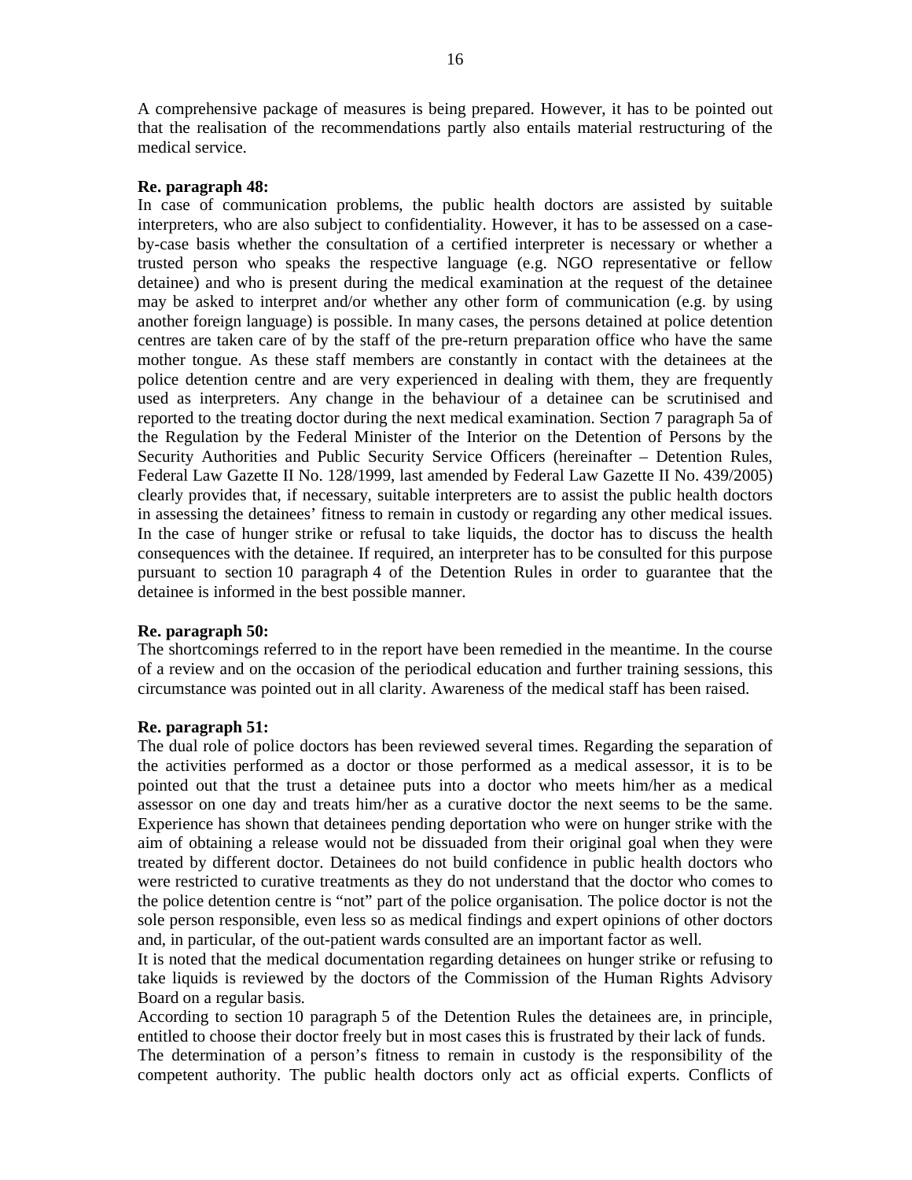A comprehensive package of measures is being prepared. However, it has to be pointed out that the realisation of the recommendations partly also entails material restructuring of the medical service.

**Re. paragraph 48:**

In case of communication problems, the public health doctors are assisted by suitable interpreters, who are also subject to confidentiality. However, it has to be assessed on a case-by-case basis whether the consultation of a certified interpreter is necessary or whether a trusted person who speaks the respective language (e.g. NGO representative or fellow detainee) and who is present during the medical examination at the request of the detainee may be asked to interpret and/or whether any other form of communication (e.g. by using another foreign language) is possible. In many cases, the persons detained at police detention centres are taken care of by the staff of the pre-return preparation office who have the same mother tongue. As these staff members are constantly in contact with the detainees at the police detention centre and are very experienced in dealing with them, they are frequently used as interpreters. Any change in the behaviour of a detainee can be scrutinised and reported to the treating doctor during the next medical examination. Section 7 paragraph 5a of the Regulation by the Federal Minister of the Interior on the Detention of Persons by the Security Authorities and Public Security Service Officers (hereinafter – Detention Rules, Federal Law Gazette II No. 128/1999, last amended by Federal Law Gazette II No. 439/2005) clearly provides that, if necessary, suitable interpreters are to assist the public health doctors in assessing the detainees' fitness to remain in custody or regarding any other medical issues. In the case of hunger strike or refusal to take liquids, the doctor has to discuss the health consequences with the detainee. If required, an interpreter has to be consulted for this purpose pursuant to section 10 paragraph 4 of the Detention Rules in order to guarantee that the detainee is informed in the best possible manner.

**Re. paragraph 50:**

The shortcomings referred to in the report have been remedied in the meantime. In the course of a review and on the occasion of the periodical education and further training sessions, this circumstance was pointed out in all clarity. Awareness of the medical staff has been raised.

**Re. paragraph 51:**

The dual role of police doctors has been reviewed several times. Regarding the separation of the activities performed as a doctor or those performed as a medical assessor, it is to be pointed out that the trust a detainee puts into a doctor who meets him/her as a medical assessor on one day and treats him/her as a curative doctor the next seems to be the same. Experience has shown that detainees pending deportation who were on hunger strike with the aim of obtaining a release would not be dissuaded from their original goal when they were treated by different doctor. Detainees do not build confidence in public health doctors who were restricted to curative treatments as they do not understand that the doctor who comes to the police detention centre is "not" part of the police organisation. The police doctor is not the sole person responsible, even less so as medical findings and expert opinions of other doctors and, in particular, of the out-patient wards consulted are an important factor as well.

It is noted that the medical documentation regarding detainees on hunger strike or refusing to take liquids is reviewed by the doctors of the Commission of the Human Rights Advisory Board on a regular basis.

According to section 10 paragraph 5 of the Detention Rules the detainees are, in principle, entitled to choose their doctor freely but in most cases this is frustrated by their lack of funds.

The determination of a person's fitness to remain in custody is the responsibility of the competent authority. The public health doctors only act as official experts. Conflicts of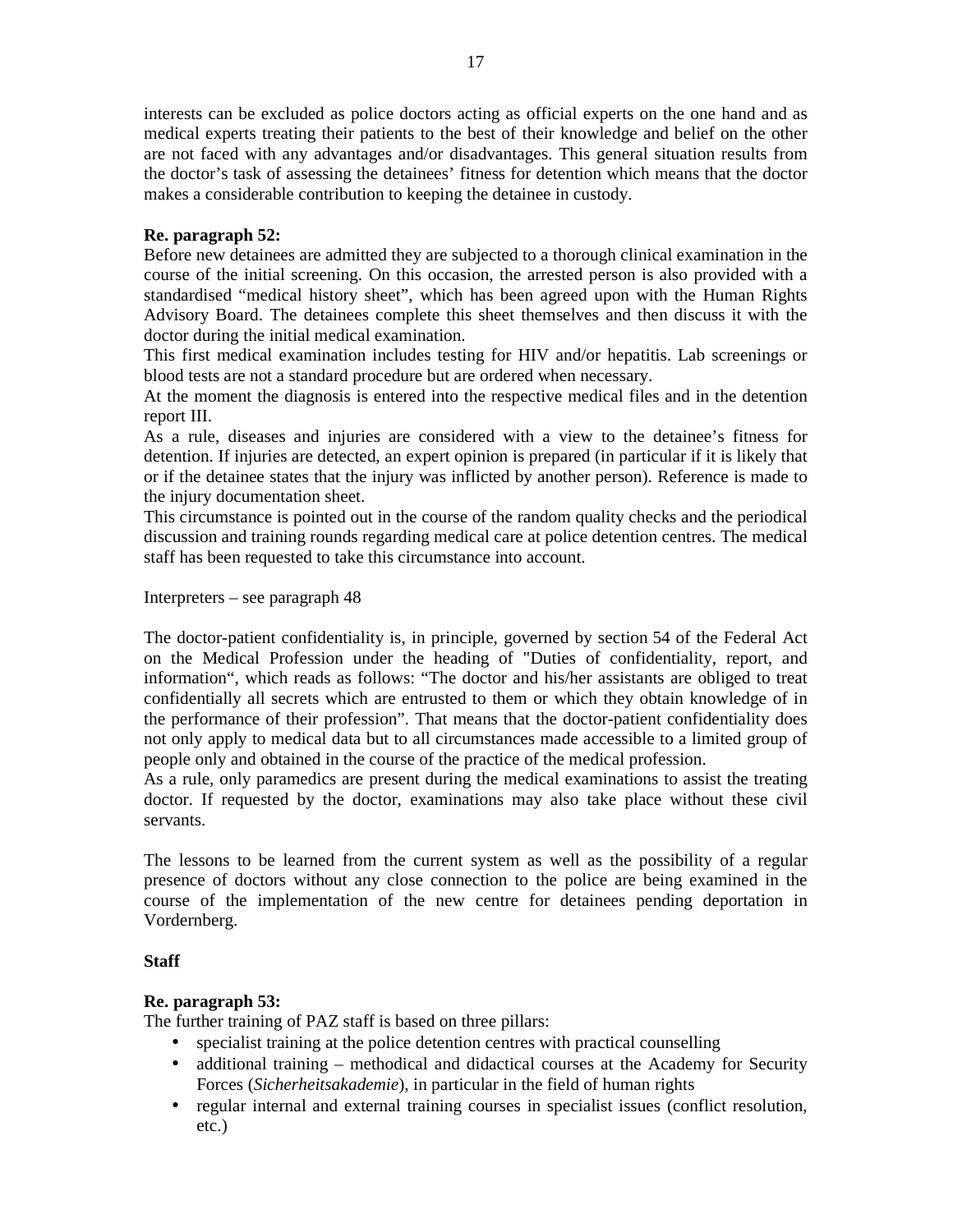interests can be excluded as police doctors acting as official experts on the one hand and as medical experts treating their patients to the best of their knowledge and belief on the other are not faced with any advantages and/or disadvantages. This general situation results from the doctor's task of assessing the detainees' fitness for detention which means that the doctor makes a considerable contribution to keeping the detainee in custody.

**Re. paragraph 52:**

Before new detainees are admitted they are subjected to a thorough clinical examination in the course of the initial screening. On this occasion, the arrested person is also provided with a standardised "medical history sheet", which has been agreed upon with the Human Rights Advisory Board. The detainees complete this sheet themselves and then discuss it with the doctor during the initial medical examination.

This first medical examination includes testing for HIV and/or hepatitis. Lab screenings or blood tests are not a standard procedure but are ordered when necessary.

At the moment the diagnosis is entered into the respective medical files and in the detention report III.

As a rule, diseases and injuries are considered with a view to the detainee's fitness for detention. If injuries are detected, an expert opinion is prepared (in particular if it is likely that or if the detainee states that the injury was inflicted by another person). Reference is made to the injury documentation sheet.

This circumstance is pointed out in the course of the random quality checks and the periodical discussion and training rounds regarding medical care at police detention centres. The medical staff has been requested to take this circumstance into account.

Interpreters – see paragraph 48

The doctor-patient confidentiality is, in principle, governed by section 54 of the Federal Act on the Medical Profession under the heading of "Duties of confidentiality, report, and information", which reads as follows: "The doctor and his/her assistants are obliged to treat confidentially all secrets which are entrusted to them or which they obtain knowledge of in the performance of their profession". That means that the doctor-patient confidentiality does not only apply to medical data but to all circumstances made accessible to a limited group of people only and obtained in the course of the practice of the medical profession.

As a rule, only paramedics are present during the medical examinations to assist the treating doctor. If requested by the doctor, examinations may also take place without these civil servants.

The lessons to be learned from the current system as well as the possibility of a regular presence of doctors without any close connection to the police are being examined in the course of the implementation of the new centre for detainees pending deportation in Vordernberg.

**Staff**

**Re. paragraph 53:**

The further training of PAZ staff is based on three pillars:

- specialist training at the police detention centres with practical counselling
- additional training – methodical and didactical courses at the Academy for Security Forces (*Sicherheitsakademie*), in particular in the field of human rights
- regular internal and external training courses in specialist issues (conflict resolution, etc.)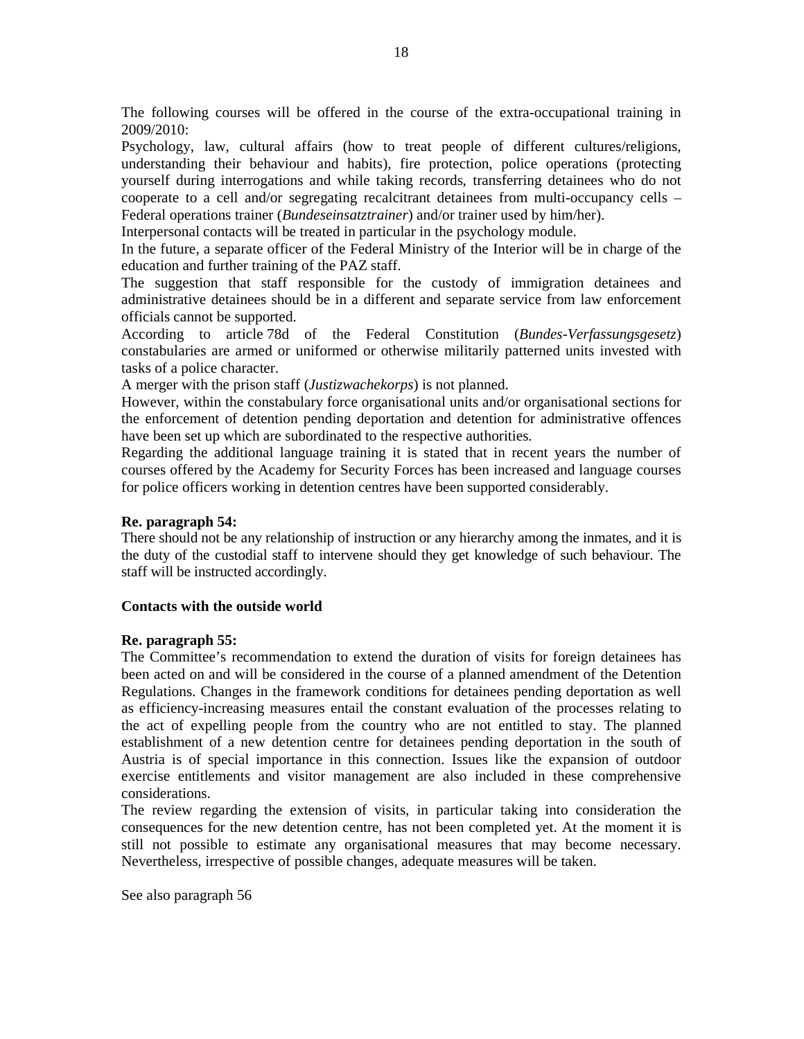The following courses will be offered in the course of the extra-occupational training in 2009/2010:

Psychology, law, cultural affairs (how to treat people of different cultures/religions, understanding their behaviour and habits), fire protection, police operations (protecting yourself during interrogations and while taking records, transferring detainees who do not cooperate to a cell and/or segregating recalcitrant detainees from multi-occupancy cells – Federal operations trainer (*Bundeseinsatztrainer*) and/or trainer used by him/her).

Interpersonal contacts will be treated in particular in the psychology module.

In the future, a separate officer of the Federal Ministry of the Interior will be in charge of the education and further training of the PAZ staff.

The suggestion that staff responsible for the custody of immigration detainees and administrative detainees should be in a different and separate service from law enforcement officials cannot be supported.

According to article 78d of the Federal Constitution (*Bundes-Verfassungsgesetz*) constabularies are armed or uniformed or otherwise militarily patterned units invested with tasks of a police character.

A merger with the prison staff (*Justizwachekorps*) is not planned.

However, within the constabulary force organisational units and/or organisational sections for the enforcement of detention pending deportation and detention for administrative offences have been set up which are subordinated to the respective authorities.

Regarding the additional language training it is stated that in recent years the number of courses offered by the Academy for Security Forces has been increased and language courses for police officers working in detention centres have been supported considerably.

**Re. paragraph 54:**

There should not be any relationship of instruction or any hierarchy among the inmates, and it is the duty of the custodial staff to intervene should they get knowledge of such behaviour. The staff will be instructed accordingly.

**Contacts with the outside world**

**Re. paragraph 55:**

The Committee's recommendation to extend the duration of visits for foreign detainees has been acted on and will be considered in the course of a planned amendment of the Detention Regulations. Changes in the framework conditions for detainees pending deportation as well as efficiency-increasing measures entail the constant evaluation of the processes relating to the act of expelling people from the country who are not entitled to stay. The planned establishment of a new detention centre for detainees pending deportation in the south of Austria is of special importance in this connection. Issues like the expansion of outdoor exercise entitlements and visitor management are also included in these comprehensive considerations.

The review regarding the extension of visits, in particular taking into consideration the consequences for the new detention centre, has not been completed yet. At the moment it is still not possible to estimate any organisational measures that may become necessary. Nevertheless, irrespective of possible changes, adequate measures will be taken.

See also paragraph 56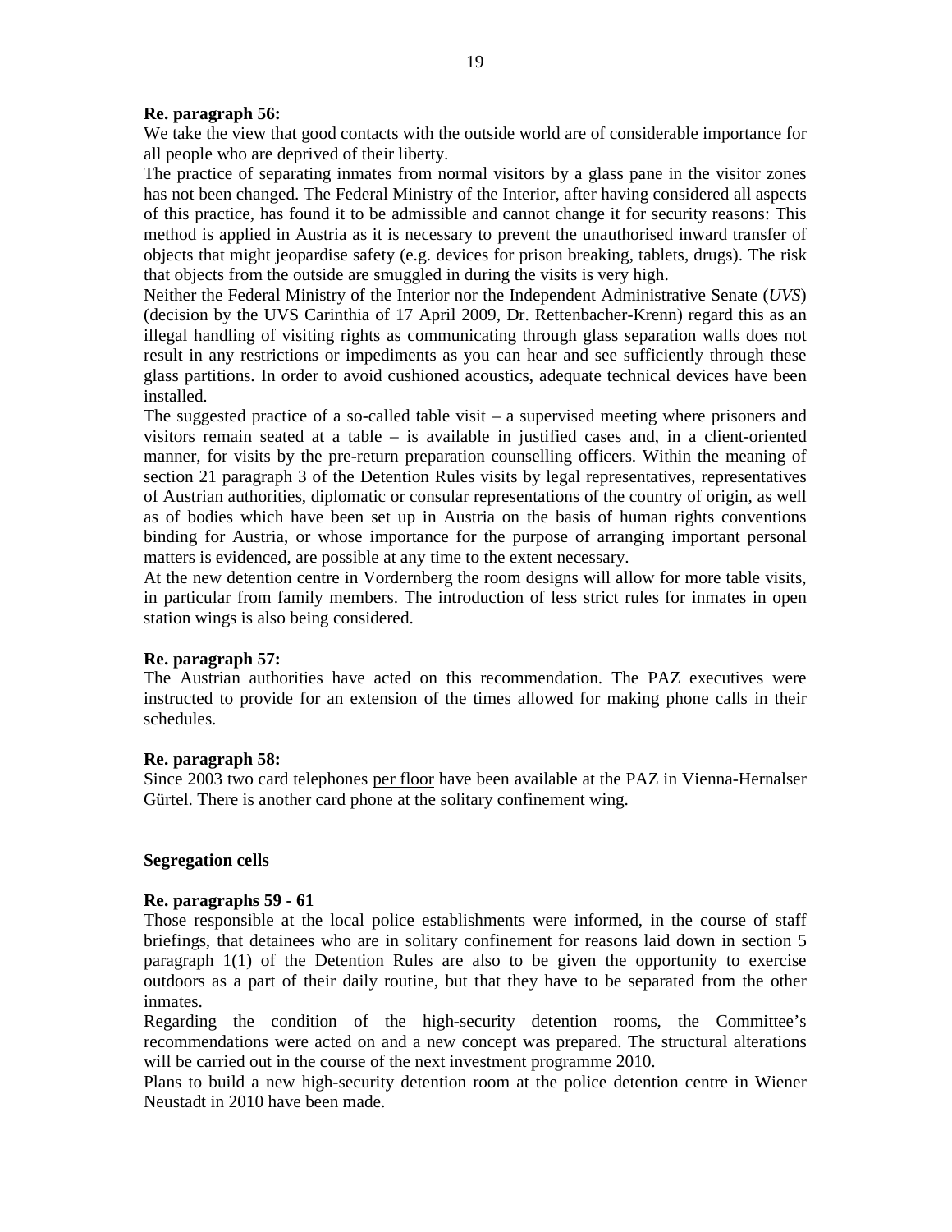**Re. paragraph 56:**
We take the view that good contacts with the outside world are of considerable importance for all people who are deprived of their liberty.
The practice of separating inmates from normal visitors by a glass pane in the visitor zones has not been changed. The Federal Ministry of the Interior, after having considered all aspects of this practice, has found it to be admissible and cannot change it for security reasons: This method is applied in Austria as it is necessary to prevent the unauthorised inward transfer of objects that might jeopardise safety (e.g. devices for prison breaking, tablets, drugs). The risk that objects from the outside are smuggled in during the visits is very high.
Neither the Federal Ministry of the Interior nor the Independent Administrative Senate (*UVS*) (decision by the UVS Carinthia of 17 April 2009, Dr. Rettenbacher-Krenn) regard this as an illegal handling of visiting rights as communicating through glass separation walls does not result in any restrictions or impediments as you can hear and see sufficiently through these glass partitions. In order to avoid cushioned acoustics, adequate technical devices have been installed.
The suggested practice of a so-called table visit – a supervised meeting where prisoners and visitors remain seated at a table – is available in justified cases and, in a client-oriented manner, for visits by the pre-return preparation counselling officers. Within the meaning of section 21 paragraph 3 of the Detention Rules visits by legal representatives, representatives of Austrian authorities, diplomatic or consular representations of the country of origin, as well as of bodies which have been set up in Austria on the basis of human rights conventions binding for Austria, or whose importance for the purpose of arranging important personal matters is evidenced, are possible at any time to the extent necessary.
At the new detention centre in Vordernberg the room designs will allow for more table visits, in particular from family members. The introduction of less strict rules for inmates in open station wings is also being considered.

**Re. paragraph 57:**
The Austrian authorities have acted on this recommendation. The PAZ executives were instructed to provide for an extension of the times allowed for making phone calls in their schedules.

**Re. paragraph 58:**
Since 2003 two card telephones <u>per floor</u> have been available at the PAZ in Vienna-Hernalser Gürtel. There is another card phone at the solitary confinement wing.

**Segregation cells**

**Re. paragraphs 59 - 61**
Those responsible at the local police establishments were informed, in the course of staff briefings, that detainees who are in solitary confinement for reasons laid down in section 5 paragraph 1(1) of the Detention Rules are also to be given the opportunity to exercise outdoors as a part of their daily routine, but that they have to be separated from the other inmates.
Regarding the condition of the high-security detention rooms, the Committee's recommendations were acted on and a new concept was prepared. The structural alterations will be carried out in the course of the next investment programme 2010.
Plans to build a new high-security detention room at the police detention centre in Wiener Neustadt in 2010 have been made.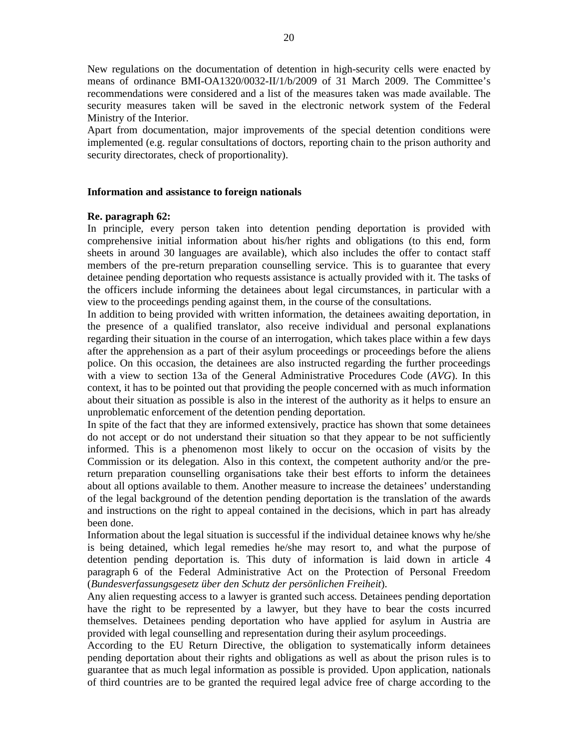New regulations on the documentation of detention in high-security cells were enacted by means of ordinance BMI-OA1320/0032-II/1/b/2009 of 31 March 2009. The Committee's recommendations were considered and a list of the measures taken was made available. The security measures taken will be saved in the electronic network system of the Federal Ministry of the Interior.

Apart from documentation, major improvements of the special detention conditions were implemented (e.g. regular consultations of doctors, reporting chain to the prison authority and security directorates, check of proportionality).

## Information and assistance to foreign nationals

**Re. paragraph 62:**

In principle, every person taken into detention pending deportation is provided with comprehensive initial information about his/her rights and obligations (to this end, form sheets in around 30 languages are available), which also includes the offer to contact staff members of the pre-return preparation counselling service. This is to guarantee that every detainee pending deportation who requests assistance is actually provided with it. The tasks of the officers include informing the detainees about legal circumstances, in particular with a view to the proceedings pending against them, in the course of the consultations.

In addition to being provided with written information, the detainees awaiting deportation, in the presence of a qualified translator, also receive individual and personal explanations regarding their situation in the course of an interrogation, which takes place within a few days after the apprehension as a part of their asylum proceedings or proceedings before the aliens police. On this occasion, the detainees are also instructed regarding the further proceedings with a view to section 13a of the General Administrative Procedures Code (*AVG*). In this context, it has to be pointed out that providing the people concerned with as much information about their situation as possible is also in the interest of the authority as it helps to ensure an unproblematic enforcement of the detention pending deportation.

In spite of the fact that they are informed extensively, practice has shown that some detainees do not accept or do not understand their situation so that they appear to be not sufficiently informed. This is a phenomenon most likely to occur on the occasion of visits by the Commission or its delegation. Also in this context, the competent authority and/or the pre-return preparation counselling organisations take their best efforts to inform the detainees about all options available to them. Another measure to increase the detainees' understanding of the legal background of the detention pending deportation is the translation of the awards and instructions on the right to appeal contained in the decisions, which in part has already been done.

Information about the legal situation is successful if the individual detainee knows why he/she is being detained, which legal remedies he/she may resort to, and what the purpose of detention pending deportation is. This duty of information is laid down in article 4 paragraph 6 of the Federal Administrative Act on the Protection of Personal Freedom (*Bundesverfassungsgesetz über den Schutz der persönlichen Freiheit*).

Any alien requesting access to a lawyer is granted such access. Detainees pending deportation have the right to be represented by a lawyer, but they have to bear the costs incurred themselves. Detainees pending deportation who have applied for asylum in Austria are provided with legal counselling and representation during their asylum proceedings.

According to the EU Return Directive, the obligation to systematically inform detainees pending deportation about their rights and obligations as well as about the prison rules is to guarantee that as much legal information as possible is provided. Upon application, nationals of third countries are to be granted the required legal advice free of charge according to the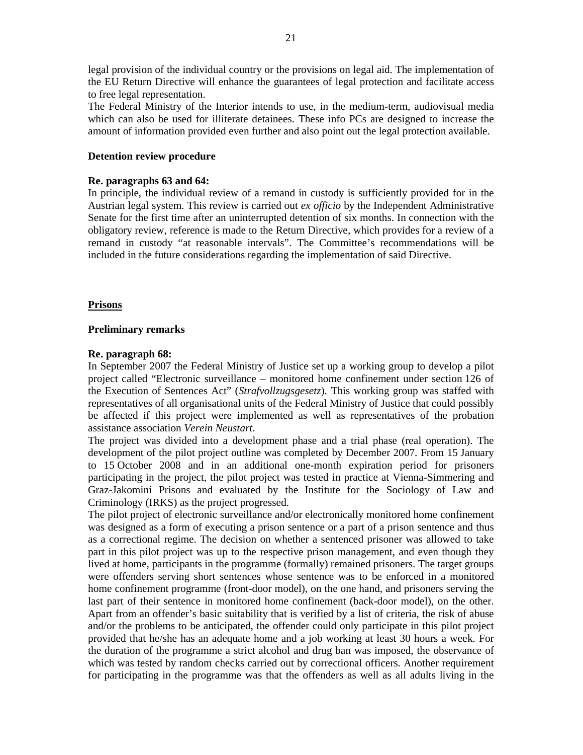legal provision of the individual country or the provisions on legal aid. The implementation of the EU Return Directive will enhance the guarantees of legal protection and facilitate access to free legal representation.

The Federal Ministry of the Interior intends to use, in the medium-term, audiovisual media which can also be used for illiterate detainees. These info PCs are designed to increase the amount of information provided even further and also point out the legal protection available.

**Detention review procedure**

**Re. paragraphs 63 and 64:**

In principle, the individual review of a remand in custody is sufficiently provided for in the Austrian legal system. This review is carried out *ex officio* by the Independent Administrative Senate for the first time after an uninterrupted detention of six months. In connection with the obligatory review, reference is made to the Return Directive, which provides for a review of a remand in custody "at reasonable intervals". The Committee's recommendations will be included in the future considerations regarding the implementation of said Directive.

## Prisons

**Preliminary remarks**

**Re. paragraph 68:**

In September 2007 the Federal Ministry of Justice set up a working group to develop a pilot project called "Electronic surveillance – monitored home confinement under section 126 of the Execution of Sentences Act" (*Strafvollzugsgesetz*). This working group was staffed with representatives of all organisational units of the Federal Ministry of Justice that could possibly be affected if this project were implemented as well as representatives of the probation assistance association *Verein Neustart*.

The project was divided into a development phase and a trial phase (real operation). The development of the pilot project outline was completed by December 2007. From 15 January to 15 October 2008 and in an additional one-month expiration period for prisoners participating in the project, the pilot project was tested in practice at Vienna-Simmering and Graz-Jakomini Prisons and evaluated by the Institute for the Sociology of Law and Criminology (IRKS) as the project progressed.

The pilot project of electronic surveillance and/or electronically monitored home confinement was designed as a form of executing a prison sentence or a part of a prison sentence and thus as a correctional regime. The decision on whether a sentenced prisoner was allowed to take part in this pilot project was up to the respective prison management, and even though they lived at home, participants in the programme (formally) remained prisoners. The target groups were offenders serving short sentences whose sentence was to be enforced in a monitored home confinement programme (front-door model), on the one hand, and prisoners serving the last part of their sentence in monitored home confinement (back-door model), on the other. Apart from an offender's basic suitability that is verified by a list of criteria, the risk of abuse and/or the problems to be anticipated, the offender could only participate in this pilot project provided that he/she has an adequate home and a job working at least 30 hours a week. For the duration of the programme a strict alcohol and drug ban was imposed, the observance of which was tested by random checks carried out by correctional officers. Another requirement for participating in the programme was that the offenders as well as all adults living in the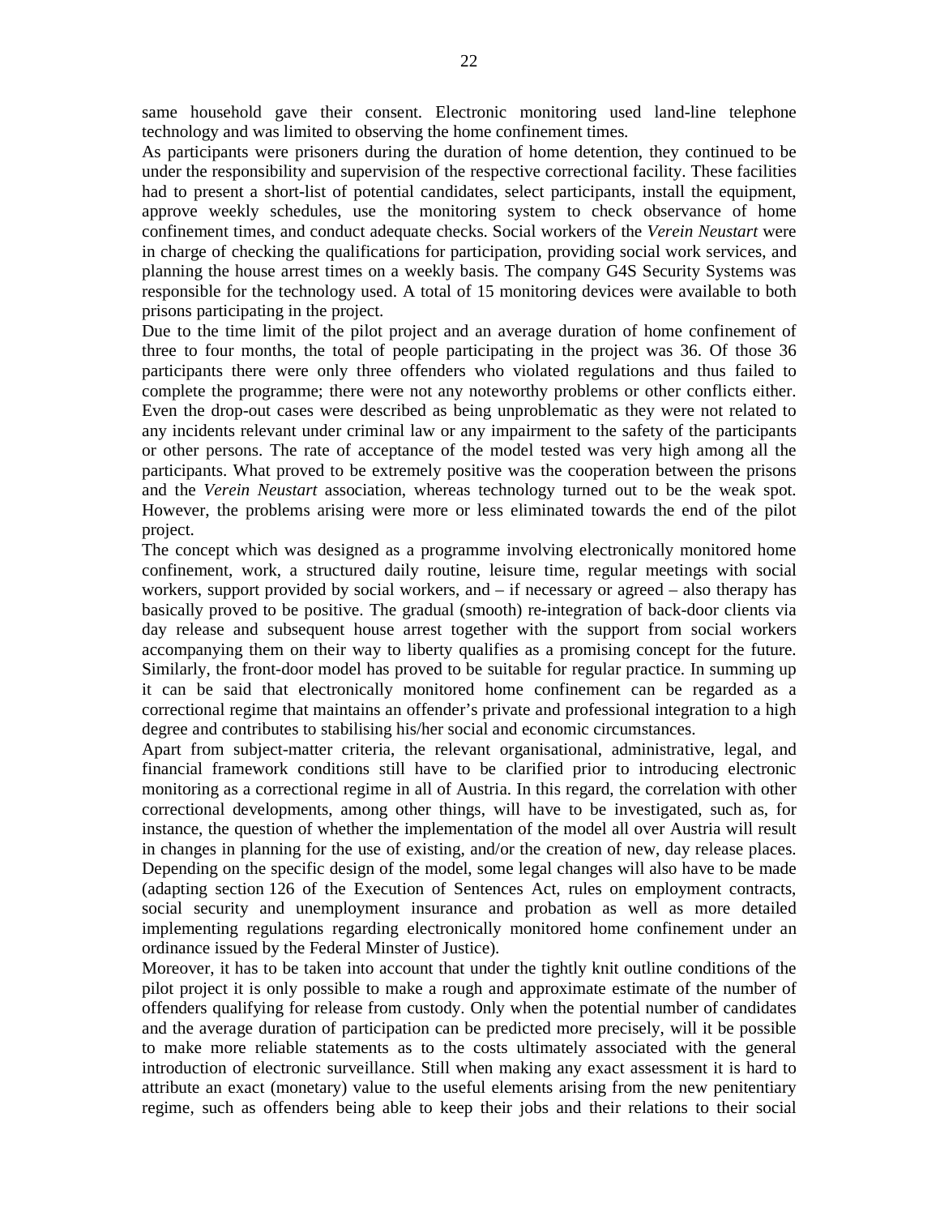same household gave their consent. Electronic monitoring used land-line telephone technology and was limited to observing the home confinement times.

As participants were prisoners during the duration of home detention, they continued to be under the responsibility and supervision of the respective correctional facility. These facilities had to present a short-list of potential candidates, select participants, install the equipment, approve weekly schedules, use the monitoring system to check observance of home confinement times, and conduct adequate checks. Social workers of the *Verein Neustart* were in charge of checking the qualifications for participation, providing social work services, and planning the house arrest times on a weekly basis. The company G4S Security Systems was responsible for the technology used. A total of 15 monitoring devices were available to both prisons participating in the project.

Due to the time limit of the pilot project and an average duration of home confinement of three to four months, the total of people participating in the project was 36. Of those 36 participants there were only three offenders who violated regulations and thus failed to complete the programme; there were not any noteworthy problems or other conflicts either. Even the drop-out cases were described as being unproblematic as they were not related to any incidents relevant under criminal law or any impairment to the safety of the participants or other persons. The rate of acceptance of the model tested was very high among all the participants. What proved to be extremely positive was the cooperation between the prisons and the *Verein Neustart* association, whereas technology turned out to be the weak spot. However, the problems arising were more or less eliminated towards the end of the pilot project.

The concept which was designed as a programme involving electronically monitored home confinement, work, a structured daily routine, leisure time, regular meetings with social workers, support provided by social workers, and – if necessary or agreed – also therapy has basically proved to be positive. The gradual (smooth) re-integration of back-door clients via day release and subsequent house arrest together with the support from social workers accompanying them on their way to liberty qualifies as a promising concept for the future. Similarly, the front-door model has proved to be suitable for regular practice. In summing up it can be said that electronically monitored home confinement can be regarded as a correctional regime that maintains an offender's private and professional integration to a high degree and contributes to stabilising his/her social and economic circumstances.

Apart from subject-matter criteria, the relevant organisational, administrative, legal, and financial framework conditions still have to be clarified prior to introducing electronic monitoring as a correctional regime in all of Austria. In this regard, the correlation with other correctional developments, among other things, will have to be investigated, such as, for instance, the question of whether the implementation of the model all over Austria will result in changes in planning for the use of existing, and/or the creation of new, day release places. Depending on the specific design of the model, some legal changes will also have to be made (adapting section 126 of the Execution of Sentences Act, rules on employment contracts, social security and unemployment insurance and probation as well as more detailed implementing regulations regarding electronically monitored home confinement under an ordinance issued by the Federal Minster of Justice).

Moreover, it has to be taken into account that under the tightly knit outline conditions of the pilot project it is only possible to make a rough and approximate estimate of the number of offenders qualifying for release from custody. Only when the potential number of candidates and the average duration of participation can be predicted more precisely, will it be possible to make more reliable statements as to the costs ultimately associated with the general introduction of electronic surveillance. Still when making any exact assessment it is hard to attribute an exact (monetary) value to the useful elements arising from the new penitentiary regime, such as offenders being able to keep their jobs and their relations to their social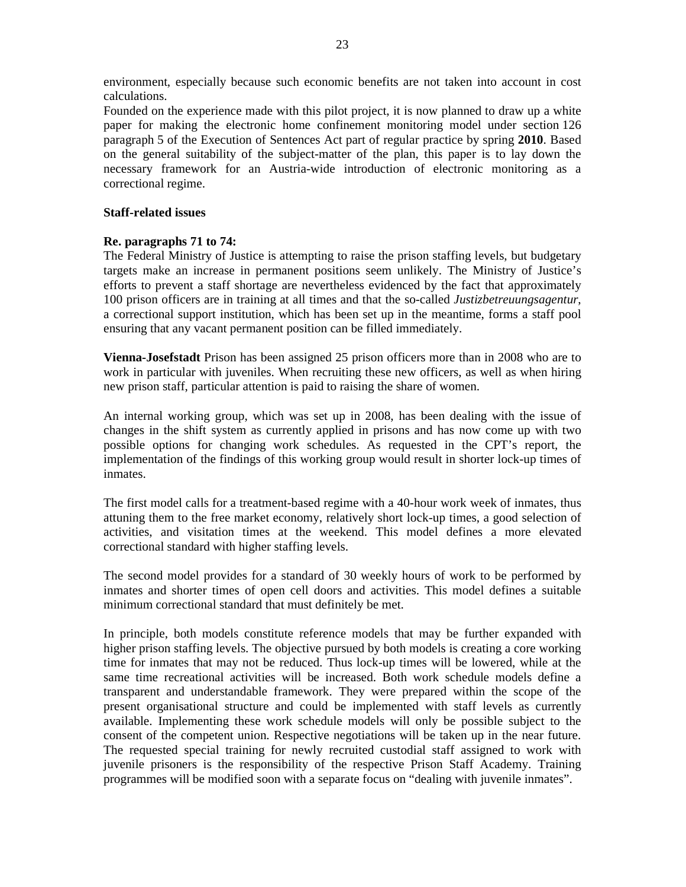environment, especially because such economic benefits are not taken into account in cost calculations.
Founded on the experience made with this pilot project, it is now planned to draw up a white paper for making the electronic home confinement monitoring model under section 126 paragraph 5 of the Execution of Sentences Act part of regular practice by spring **2010**. Based on the general suitability of the subject-matter of the plan, this paper is to lay down the necessary framework for an Austria-wide introduction of electronic monitoring as a correctional regime.

**Staff-related issues**

**Re. paragraphs 71 to 74:**
The Federal Ministry of Justice is attempting to raise the prison staffing levels, but budgetary targets make an increase in permanent positions seem unlikely. The Ministry of Justice's efforts to prevent a staff shortage are nevertheless evidenced by the fact that approximately 100 prison officers are in training at all times and that the so-called *Justizbetreuungsagentur*, a correctional support institution, which has been set up in the meantime, forms a staff pool ensuring that any vacant permanent position can be filled immediately.

**Vienna-Josefstadt** Prison has been assigned 25 prison officers more than in 2008 who are to work in particular with juveniles. When recruiting these new officers, as well as when hiring new prison staff, particular attention is paid to raising the share of women.

An internal working group, which was set up in 2008, has been dealing with the issue of changes in the shift system as currently applied in prisons and has now come up with two possible options for changing work schedules. As requested in the CPT's report, the implementation of the findings of this working group would result in shorter lock-up times of inmates.

The first model calls for a treatment-based regime with a 40-hour work week of inmates, thus attuning them to the free market economy, relatively short lock-up times, a good selection of activities, and visitation times at the weekend. This model defines a more elevated correctional standard with higher staffing levels.

The second model provides for a standard of 30 weekly hours of work to be performed by inmates and shorter times of open cell doors and activities. This model defines a suitable minimum correctional standard that must definitely be met.

In principle, both models constitute reference models that may be further expanded with higher prison staffing levels. The objective pursued by both models is creating a core working time for inmates that may not be reduced. Thus lock-up times will be lowered, while at the same time recreational activities will be increased. Both work schedule models define a transparent and understandable framework. They were prepared within the scope of the present organisational structure and could be implemented with staff levels as currently available. Implementing these work schedule models will only be possible subject to the consent of the competent union. Respective negotiations will be taken up in the near future. The requested special training for newly recruited custodial staff assigned to work with juvenile prisoners is the responsibility of the respective Prison Staff Academy. Training programmes will be modified soon with a separate focus on "dealing with juvenile inmates".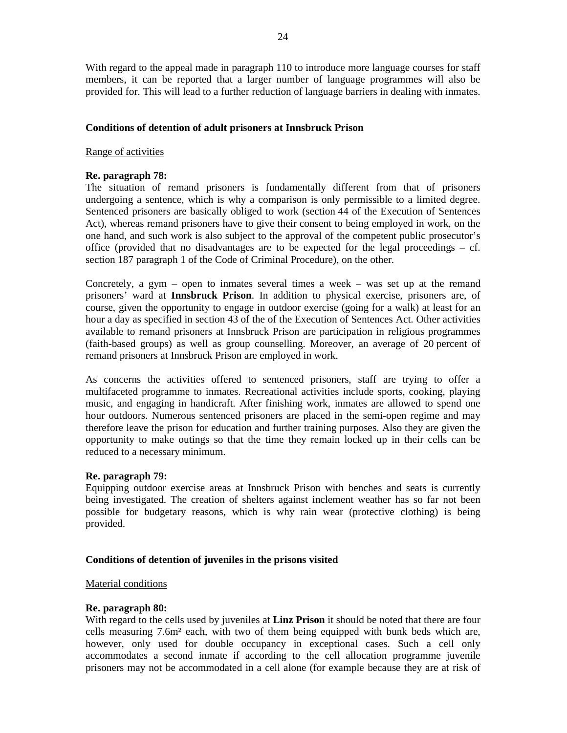With regard to the appeal made in paragraph 110 to introduce more language courses for staff members, it can be reported that a larger number of language programmes will also be provided for. This will lead to a further reduction of language barriers in dealing with inmates.

## Conditions of detention of adult prisoners at Innsbruck Prison

Range of activities

**Re. paragraph 78:**
The situation of remand prisoners is fundamentally different from that of prisoners undergoing a sentence, which is why a comparison is only permissible to a limited degree. Sentenced prisoners are basically obliged to work (section 44 of the Execution of Sentences Act), whereas remand prisoners have to give their consent to being employed in work, on the one hand, and such work is also subject to the approval of the competent public prosecutor's office (provided that no disadvantages are to be expected for the legal proceedings – cf. section 187 paragraph 1 of the Code of Criminal Procedure), on the other.

Concretely, a gym – open to inmates several times a week – was set up at the remand prisoners' ward at **Innsbruck Prison**. In addition to physical exercise, prisoners are, of course, given the opportunity to engage in outdoor exercise (going for a walk) at least for an hour a day as specified in section 43 of the of the Execution of Sentences Act. Other activities available to remand prisoners at Innsbruck Prison are participation in religious programmes (faith-based groups) as well as group counselling. Moreover, an average of 20 percent of remand prisoners at Innsbruck Prison are employed in work.

As concerns the activities offered to sentenced prisoners, staff are trying to offer a multifaceted programme to inmates. Recreational activities include sports, cooking, playing music, and engaging in handicraft. After finishing work, inmates are allowed to spend one hour outdoors. Numerous sentenced prisoners are placed in the semi-open regime and may therefore leave the prison for education and further training purposes. Also they are given the opportunity to make outings so that the time they remain locked up in their cells can be reduced to a necessary minimum.

**Re. paragraph 79:**
Equipping outdoor exercise areas at Innsbruck Prison with benches and seats is currently being investigated. The creation of shelters against inclement weather has so far not been possible for budgetary reasons, which is why rain wear (protective clothing) is being provided.

## Conditions of detention of juveniles in the prisons visited

Material conditions

**Re. paragraph 80:**
With regard to the cells used by juveniles at **Linz Prison** it should be noted that there are four cells measuring 7.6m² each, with two of them being equipped with bunk beds which are, however, only used for double occupancy in exceptional cases. Such a cell only accommodates a second inmate if according to the cell allocation programme juvenile prisoners may not be accommodated in a cell alone (for example because they are at risk of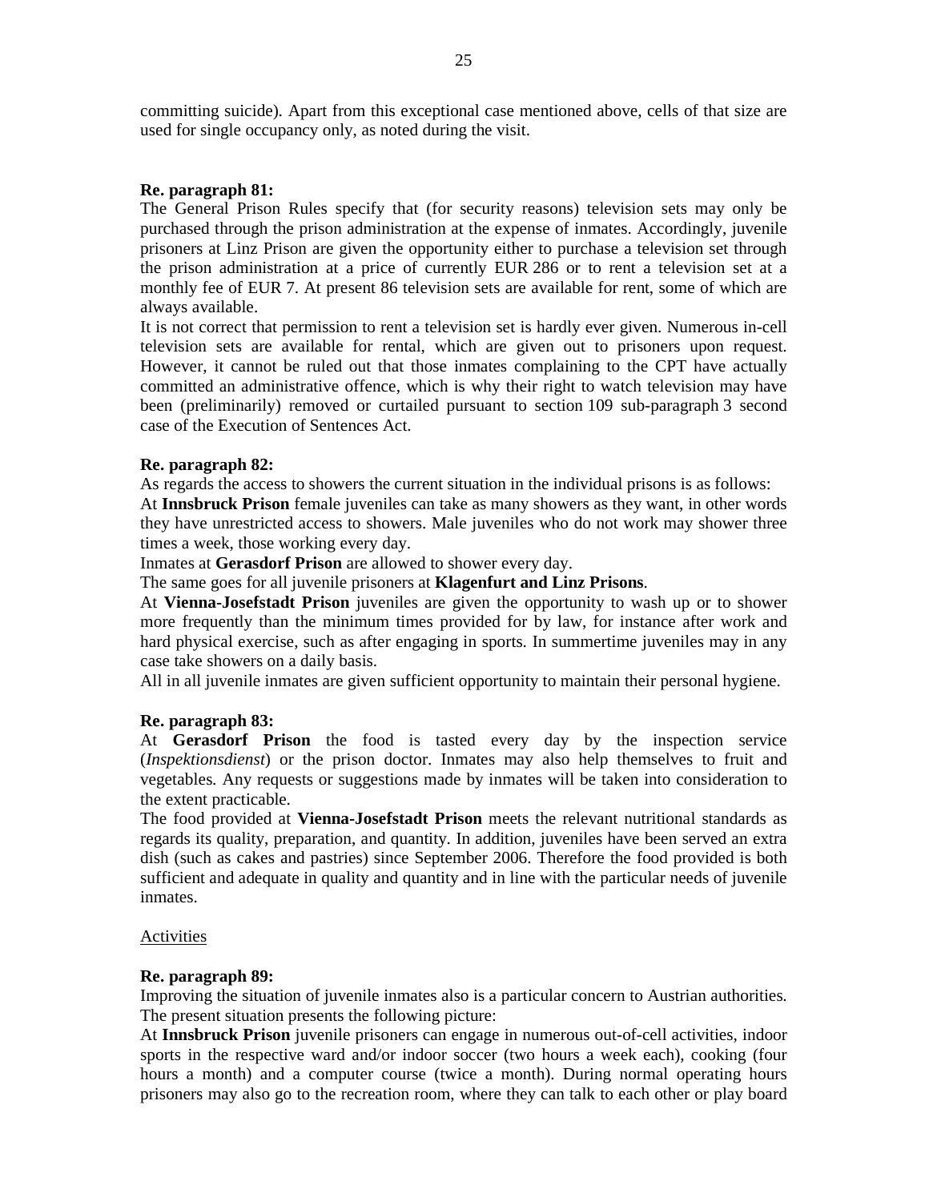committing suicide). Apart from this exceptional case mentioned above, cells of that size are used for single occupancy only, as noted during the visit.

**Re. paragraph 81:**

The General Prison Rules specify that (for security reasons) television sets may only be purchased through the prison administration at the expense of inmates. Accordingly, juvenile prisoners at Linz Prison are given the opportunity either to purchase a television set through the prison administration at a price of currently EUR 286 or to rent a television set at a monthly fee of EUR 7. At present 86 television sets are available for rent, some of which are always available.

It is not correct that permission to rent a television set is hardly ever given. Numerous in-cell television sets are available for rental, which are given out to prisoners upon request. However, it cannot be ruled out that those inmates complaining to the CPT have actually committed an administrative offence, which is why their right to watch television may have been (preliminarily) removed or curtailed pursuant to section 109 sub-paragraph 3 second case of the Execution of Sentences Act.

**Re. paragraph 82:**

As regards the access to showers the current situation in the individual prisons is as follows:

At **Innsbruck Prison** female juveniles can take as many showers as they want, in other words they have unrestricted access to showers. Male juveniles who do not work may shower three times a week, those working every day.

Inmates at **Gerasdorf Prison** are allowed to shower every day.

The same goes for all juvenile prisoners at **Klagenfurt and Linz Prisons**.

At **Vienna-Josefstadt Prison** juveniles are given the opportunity to wash up or to shower more frequently than the minimum times provided for by law, for instance after work and hard physical exercise, such as after engaging in sports. In summertime juveniles may in any case take showers on a daily basis.

All in all juvenile inmates are given sufficient opportunity to maintain their personal hygiene.

**Re. paragraph 83:**

At **Gerasdorf Prison** the food is tasted every day by the inspection service (*Inspektionsdienst*) or the prison doctor. Inmates may also help themselves to fruit and vegetables. Any requests or suggestions made by inmates will be taken into consideration to the extent practicable.

The food provided at **Vienna-Josefstadt Prison** meets the relevant nutritional standards as regards its quality, preparation, and quantity. In addition, juveniles have been served an extra dish (such as cakes and pastries) since September 2006. Therefore the food provided is both sufficient and adequate in quality and quantity and in line with the particular needs of juvenile inmates.

Activities

**Re. paragraph 89:**

Improving the situation of juvenile inmates also is a particular concern to Austrian authorities. The present situation presents the following picture:

At **Innsbruck Prison** juvenile prisoners can engage in numerous out-of-cell activities, indoor sports in the respective ward and/or indoor soccer (two hours a week each), cooking (four hours a month) and a computer course (twice a month). During normal operating hours prisoners may also go to the recreation room, where they can talk to each other or play board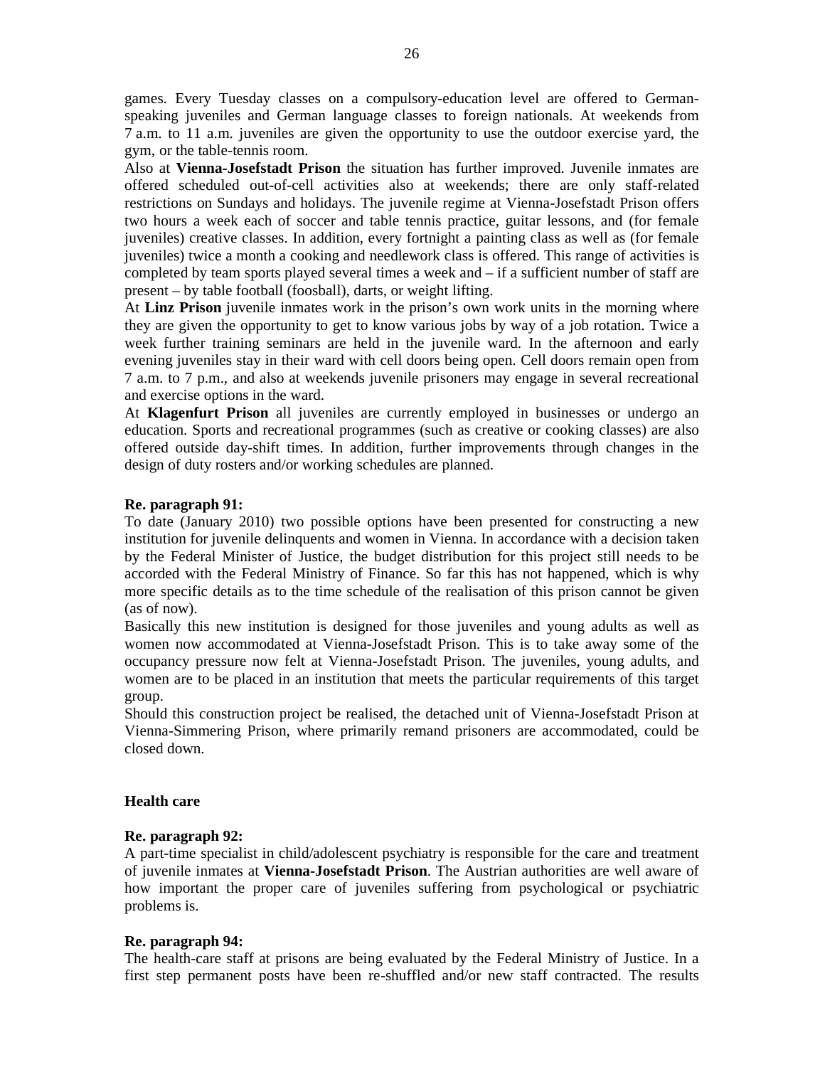games. Every Tuesday classes on a compulsory-education level are offered to German-speaking juveniles and German language classes to foreign nationals. At weekends from 7 a.m. to 11 a.m. juveniles are given the opportunity to use the outdoor exercise yard, the gym, or the table-tennis room.

Also at **Vienna-Josefstadt Prison** the situation has further improved. Juvenile inmates are offered scheduled out-of-cell activities also at weekends; there are only staff-related restrictions on Sundays and holidays. The juvenile regime at Vienna-Josefstadt Prison offers two hours a week each of soccer and table tennis practice, guitar lessons, and (for female juveniles) creative classes. In addition, every fortnight a painting class as well as (for female juveniles) twice a month a cooking and needlework class is offered. This range of activities is completed by team sports played several times a week and – if a sufficient number of staff are present – by table football (foosball), darts, or weight lifting.

At **Linz Prison** juvenile inmates work in the prison's own work units in the morning where they are given the opportunity to get to know various jobs by way of a job rotation. Twice a week further training seminars are held in the juvenile ward. In the afternoon and early evening juveniles stay in their ward with cell doors being open. Cell doors remain open from 7 a.m. to 7 p.m., and also at weekends juvenile prisoners may engage in several recreational and exercise options in the ward.

At **Klagenfurt Prison** all juveniles are currently employed in businesses or undergo an education. Sports and recreational programmes (such as creative or cooking classes) are also offered outside day-shift times. In addition, further improvements through changes in the design of duty rosters and/or working schedules are planned.

**Re. paragraph 91:**

To date (January 2010) two possible options have been presented for constructing a new institution for juvenile delinquents and women in Vienna. In accordance with a decision taken by the Federal Minister of Justice, the budget distribution for this project still needs to be accorded with the Federal Ministry of Finance. So far this has not happened, which is why more specific details as to the time schedule of the realisation of this prison cannot be given (as of now).

Basically this new institution is designed for those juveniles and young adults as well as women now accommodated at Vienna-Josefstadt Prison. This is to take away some of the occupancy pressure now felt at Vienna-Josefstadt Prison. The juveniles, young adults, and women are to be placed in an institution that meets the particular requirements of this target group.

Should this construction project be realised, the detached unit of Vienna-Josefstadt Prison at Vienna-Simmering Prison, where primarily remand prisoners are accommodated, could be closed down.

## Health care

**Re. paragraph 92:**

A part-time specialist in child/adolescent psychiatry is responsible for the care and treatment of juvenile inmates at **Vienna-Josefstadt Prison**. The Austrian authorities are well aware of how important the proper care of juveniles suffering from psychological or psychiatric problems is.

**Re. paragraph 94:**

The health-care staff at prisons are being evaluated by the Federal Ministry of Justice. In a first step permanent posts have been re-shuffled and/or new staff contracted. The results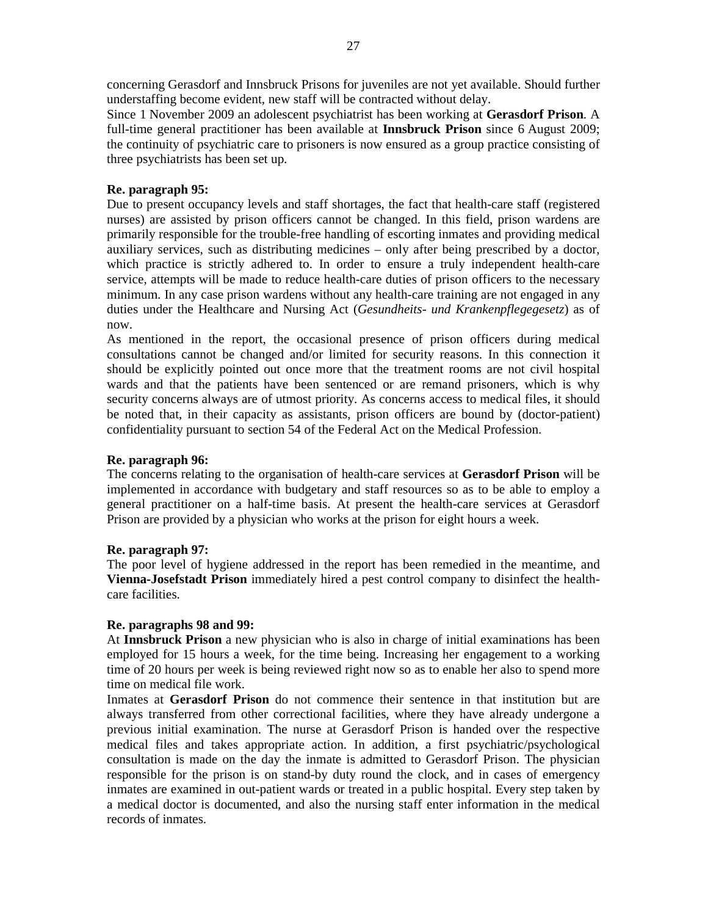concerning Gerasdorf and Innsbruck Prisons for juveniles are not yet available. Should further understaffing become evident, new staff will be contracted without delay.

Since 1 November 2009 an adolescent psychiatrist has been working at **Gerasdorf Prison**. A full-time general practitioner has been available at **Innsbruck Prison** since 6 August 2009; the continuity of psychiatric care to prisoners is now ensured as a group practice consisting of three psychiatrists has been set up.

**Re. paragraph 95:**

Due to present occupancy levels and staff shortages, the fact that health-care staff (registered nurses) are assisted by prison officers cannot be changed. In this field, prison wardens are primarily responsible for the trouble-free handling of escorting inmates and providing medical auxiliary services, such as distributing medicines – only after being prescribed by a doctor, which practice is strictly adhered to. In order to ensure a truly independent health-care service, attempts will be made to reduce health-care duties of prison officers to the necessary minimum. In any case prison wardens without any health-care training are not engaged in any duties under the Healthcare and Nursing Act (*Gesundheits- und Krankenpflegegesetz*) as of now.

As mentioned in the report, the occasional presence of prison officers during medical consultations cannot be changed and/or limited for security reasons. In this connection it should be explicitly pointed out once more that the treatment rooms are not civil hospital wards and that the patients have been sentenced or are remand prisoners, which is why security concerns always are of utmost priority. As concerns access to medical files, it should be noted that, in their capacity as assistants, prison officers are bound by (doctor-patient) confidentiality pursuant to section 54 of the Federal Act on the Medical Profession.

**Re. paragraph 96:**

The concerns relating to the organisation of health-care services at **Gerasdorf Prison** will be implemented in accordance with budgetary and staff resources so as to be able to employ a general practitioner on a half-time basis. At present the health-care services at Gerasdorf Prison are provided by a physician who works at the prison for eight hours a week.

**Re. paragraph 97:**

The poor level of hygiene addressed in the report has been remedied in the meantime, and **Vienna-Josefstadt Prison** immediately hired a pest control company to disinfect the health-care facilities.

**Re. paragraphs 98 and 99:**

At **Innsbruck Prison** a new physician who is also in charge of initial examinations has been employed for 15 hours a week, for the time being. Increasing her engagement to a working time of 20 hours per week is being reviewed right now so as to enable her also to spend more time on medical file work.

Inmates at **Gerasdorf Prison** do not commence their sentence in that institution but are always transferred from other correctional facilities, where they have already undergone a previous initial examination. The nurse at Gerasdorf Prison is handed over the respective medical files and takes appropriate action. In addition, a first psychiatric/psychological consultation is made on the day the inmate is admitted to Gerasdorf Prison. The physician responsible for the prison is on stand-by duty round the clock, and in cases of emergency inmates are examined in out-patient wards or treated in a public hospital. Every step taken by a medical doctor is documented, and also the nursing staff enter information in the medical records of inmates.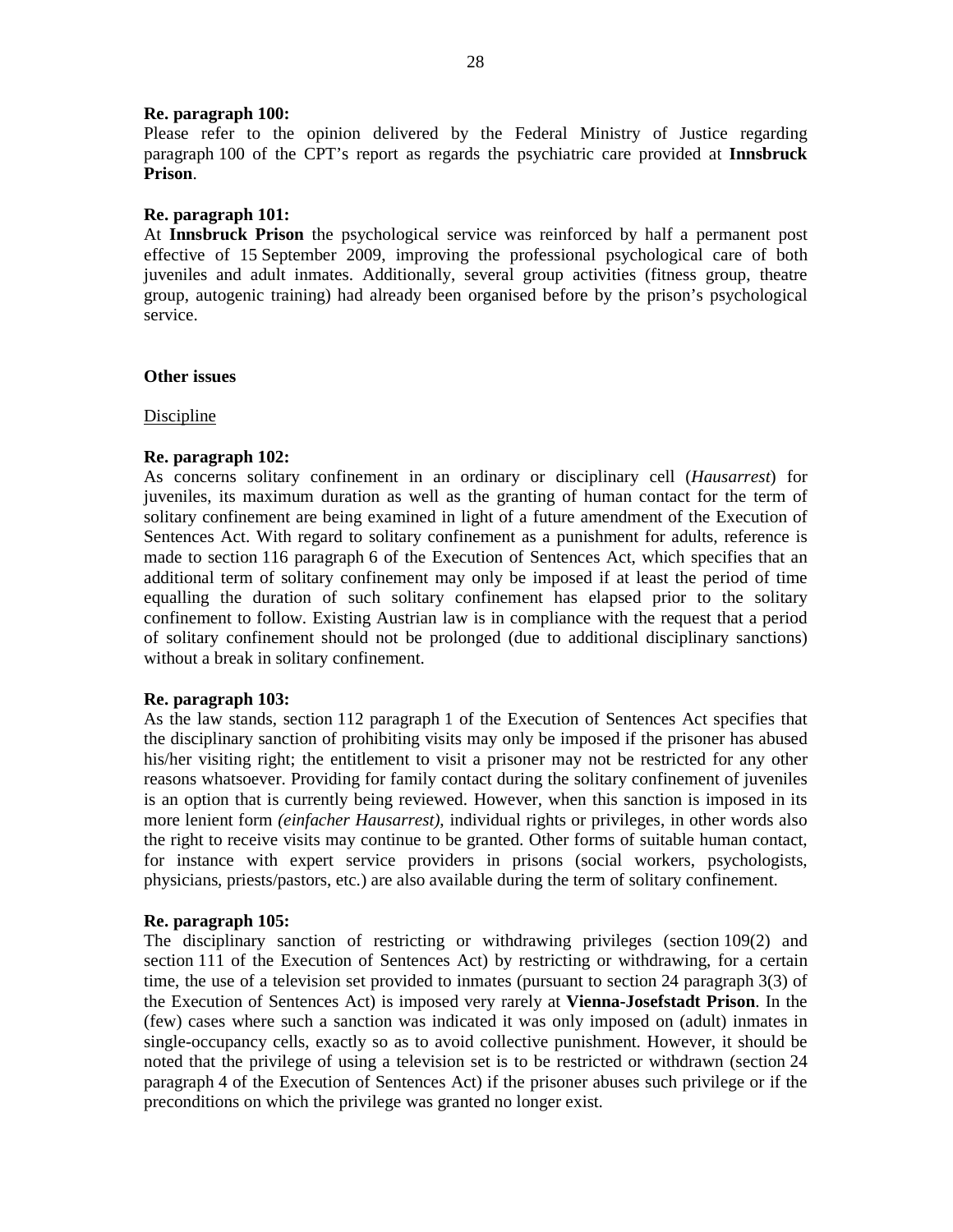**Re. paragraph 100:**
Please refer to the opinion delivered by the Federal Ministry of Justice regarding paragraph 100 of the CPT's report as regards the psychiatric care provided at **Innsbruck Prison**.

**Re. paragraph 101:**
At **Innsbruck Prison** the psychological service was reinforced by half a permanent post effective of 15 September 2009, improving the professional psychological care of both juveniles and adult inmates. Additionally, several group activities (fitness group, theatre group, autogenic training) had already been organised before by the prison's psychological service.

**Other issues**

Discipline

**Re. paragraph 102:**
As concerns solitary confinement in an ordinary or disciplinary cell (*Hausarrest*) for juveniles, its maximum duration as well as the granting of human contact for the term of solitary confinement are being examined in light of a future amendment of the Execution of Sentences Act. With regard to solitary confinement as a punishment for adults, reference is made to section 116 paragraph 6 of the Execution of Sentences Act, which specifies that an additional term of solitary confinement may only be imposed if at least the period of time equalling the duration of such solitary confinement has elapsed prior to the solitary confinement to follow. Existing Austrian law is in compliance with the request that a period of solitary confinement should not be prolonged (due to additional disciplinary sanctions) without a break in solitary confinement.

**Re. paragraph 103:**
As the law stands, section 112 paragraph 1 of the Execution of Sentences Act specifies that the disciplinary sanction of prohibiting visits may only be imposed if the prisoner has abused his/her visiting right; the entitlement to visit a prisoner may not be restricted for any other reasons whatsoever. Providing for family contact during the solitary confinement of juveniles is an option that is currently being reviewed. However, when this sanction is imposed in its more lenient form *(einfacher Hausarrest)*, individual rights or privileges, in other words also the right to receive visits may continue to be granted. Other forms of suitable human contact, for instance with expert service providers in prisons (social workers, psychologists, physicians, priests/pastors, etc.) are also available during the term of solitary confinement.

**Re. paragraph 105:**
The disciplinary sanction of restricting or withdrawing privileges (section 109(2) and section 111 of the Execution of Sentences Act) by restricting or withdrawing, for a certain time, the use of a television set provided to inmates (pursuant to section 24 paragraph 3(3) of the Execution of Sentences Act) is imposed very rarely at **Vienna-Josefstadt Prison**. In the (few) cases where such a sanction was indicated it was only imposed on (adult) inmates in single-occupancy cells, exactly so as to avoid collective punishment. However, it should be noted that the privilege of using a television set is to be restricted or withdrawn (section 24 paragraph 4 of the Execution of Sentences Act) if the prisoner abuses such privilege or if the preconditions on which the privilege was granted no longer exist.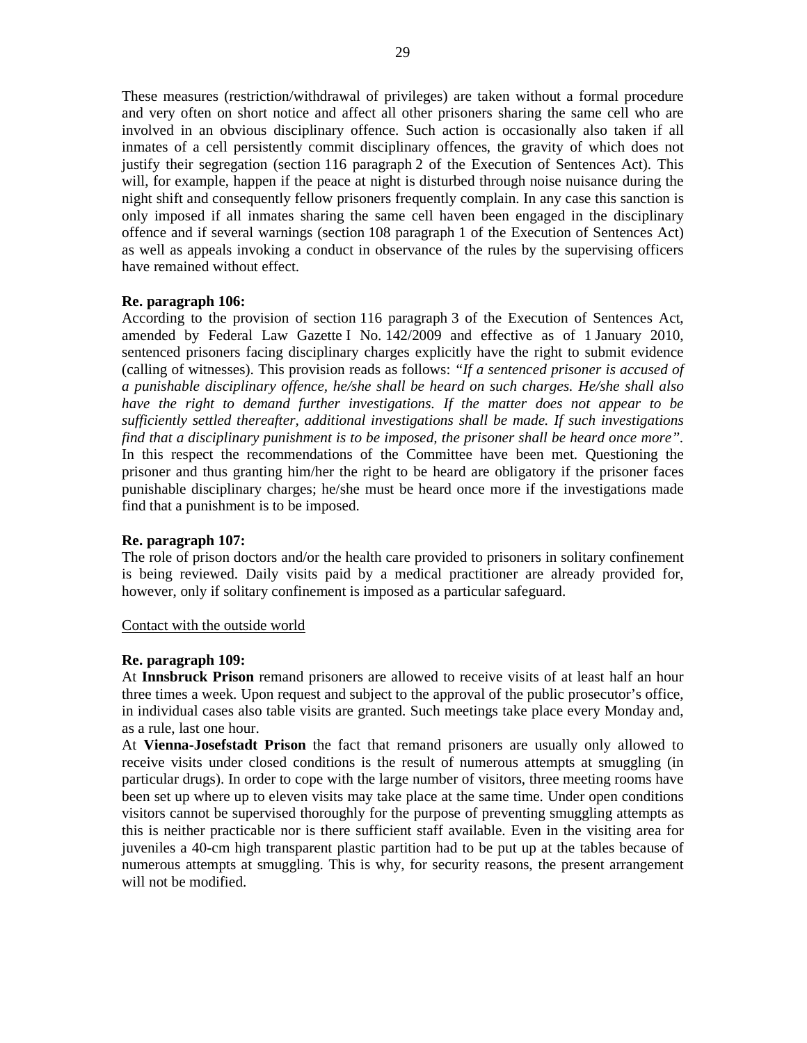These measures (restriction/withdrawal of privileges) are taken without a formal procedure and very often on short notice and affect all other prisoners sharing the same cell who are involved in an obvious disciplinary offence. Such action is occasionally also taken if all inmates of a cell persistently commit disciplinary offences, the gravity of which does not justify their segregation (section 116 paragraph 2 of the Execution of Sentences Act). This will, for example, happen if the peace at night is disturbed through noise nuisance during the night shift and consequently fellow prisoners frequently complain. In any case this sanction is only imposed if all inmates sharing the same cell haven been engaged in the disciplinary offence and if several warnings (section 108 paragraph 1 of the Execution of Sentences Act) as well as appeals invoking a conduct in observance of the rules by the supervising officers have remained without effect.

**Re. paragraph 106:**
According to the provision of section 116 paragraph 3 of the Execution of Sentences Act, amended by Federal Law Gazette I No. 142/2009 and effective as of 1 January 2010, sentenced prisoners facing disciplinary charges explicitly have the right to submit evidence (calling of witnesses). This provision reads as follows: *"If a sentenced prisoner is accused of a punishable disciplinary offence, he/she shall be heard on such charges. He/she shall also have the right to demand further investigations. If the matter does not appear to be sufficiently settled thereafter, additional investigations shall be made. If such investigations find that a disciplinary punishment is to be imposed, the prisoner shall be heard once more"*. In this respect the recommendations of the Committee have been met. Questioning the prisoner and thus granting him/her the right to be heard are obligatory if the prisoner faces punishable disciplinary charges; he/she must be heard once more if the investigations made find that a punishment is to be imposed.

**Re. paragraph 107:**
The role of prison doctors and/or the health care provided to prisoners in solitary confinement is being reviewed. Daily visits paid by a medical practitioner are already provided for, however, only if solitary confinement is imposed as a particular safeguard.

Contact with the outside world

**Re. paragraph 109:**
At **Innsbruck Prison** remand prisoners are allowed to receive visits of at least half an hour three times a week. Upon request and subject to the approval of the public prosecutor's office, in individual cases also table visits are granted. Such meetings take place every Monday and, as a rule, last one hour.

At **Vienna-Josefstadt Prison** the fact that remand prisoners are usually only allowed to receive visits under closed conditions is the result of numerous attempts at smuggling (in particular drugs). In order to cope with the large number of visitors, three meeting rooms have been set up where up to eleven visits may take place at the same time. Under open conditions visitors cannot be supervised thoroughly for the purpose of preventing smuggling attempts as this is neither practicable nor is there sufficient staff available. Even in the visiting area for juveniles a 40-cm high transparent plastic partition had to be put up at the tables because of numerous attempts at smuggling. This is why, for security reasons, the present arrangement will not be modified.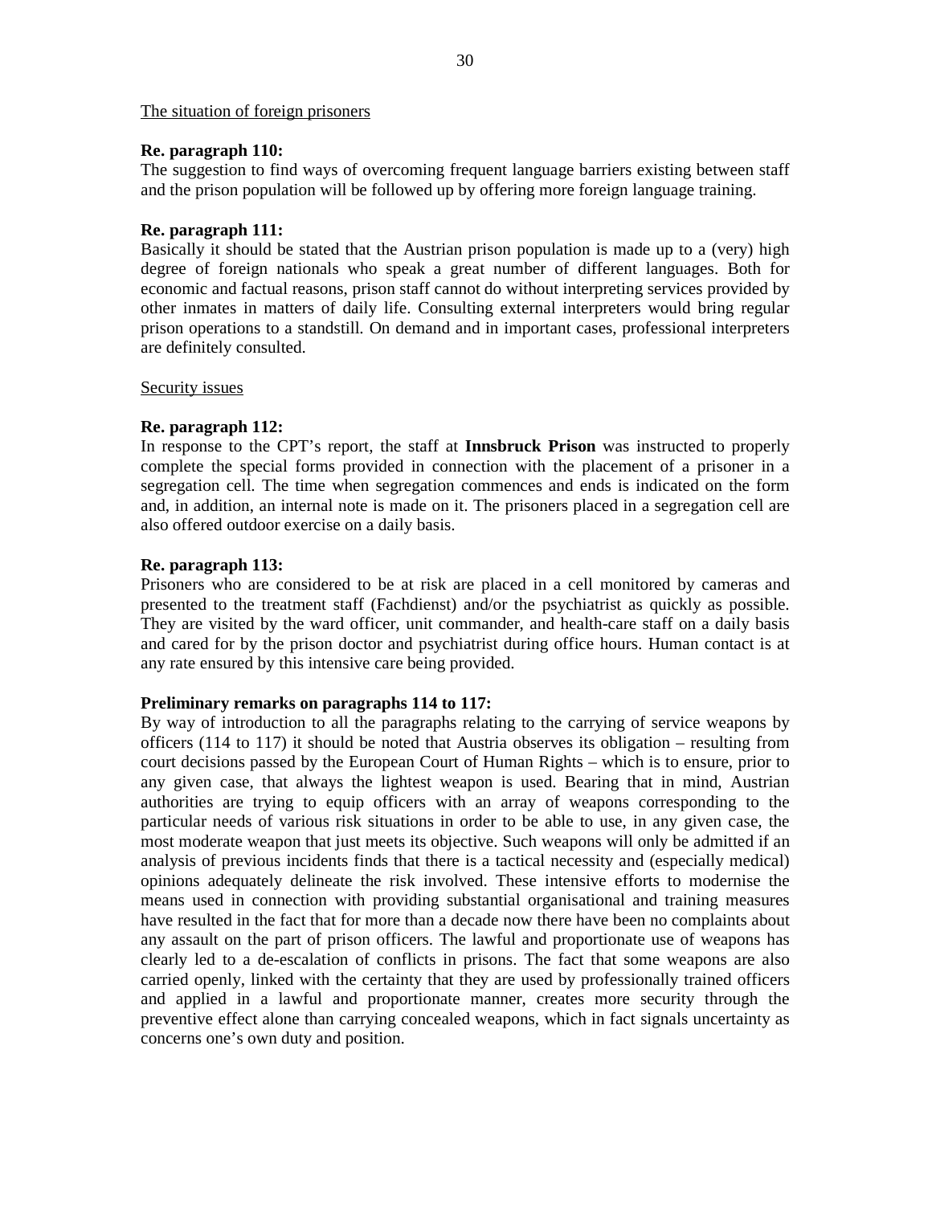<u>The situation of foreign prisoners</u>

**Re. paragraph 110:**
The suggestion to find ways of overcoming frequent language barriers existing between staff and the prison population will be followed up by offering more foreign language training.

**Re. paragraph 111:**
Basically it should be stated that the Austrian prison population is made up to a (very) high degree of foreign nationals who speak a great number of different languages. Both for economic and factual reasons, prison staff cannot do without interpreting services provided by other inmates in matters of daily life. Consulting external interpreters would bring regular prison operations to a standstill. On demand and in important cases, professional interpreters are definitely consulted.

<u>Security issues</u>

**Re. paragraph 112:**
In response to the CPT's report, the staff at **Innsbruck Prison** was instructed to properly complete the special forms provided in connection with the placement of a prisoner in a segregation cell. The time when segregation commences and ends is indicated on the form and, in addition, an internal note is made on it. The prisoners placed in a segregation cell are also offered outdoor exercise on a daily basis.

**Re. paragraph 113:**
Prisoners who are considered to be at risk are placed in a cell monitored by cameras and presented to the treatment staff (Fachdienst) and/or the psychiatrist as quickly as possible. They are visited by the ward officer, unit commander, and health-care staff on a daily basis and cared for by the prison doctor and psychiatrist during office hours. Human contact is at any rate ensured by this intensive care being provided.

**Preliminary remarks on paragraphs 114 to 117:**
By way of introduction to all the paragraphs relating to the carrying of service weapons by officers (114 to 117) it should be noted that Austria observes its obligation – resulting from court decisions passed by the European Court of Human Rights – which is to ensure, prior to any given case, that always the lightest weapon is used. Bearing that in mind, Austrian authorities are trying to equip officers with an array of weapons corresponding to the particular needs of various risk situations in order to be able to use, in any given case, the most moderate weapon that just meets its objective. Such weapons will only be admitted if an analysis of previous incidents finds that there is a tactical necessity and (especially medical) opinions adequately delineate the risk involved. These intensive efforts to modernise the means used in connection with providing substantial organisational and training measures have resulted in the fact that for more than a decade now there have been no complaints about any assault on the part of prison officers. The lawful and proportionate use of weapons has clearly led to a de-escalation of conflicts in prisons. The fact that some weapons are also carried openly, linked with the certainty that they are used by professionally trained officers and applied in a lawful and proportionate manner, creates more security through the preventive effect alone than carrying concealed weapons, which in fact signals uncertainty as concerns one's own duty and position.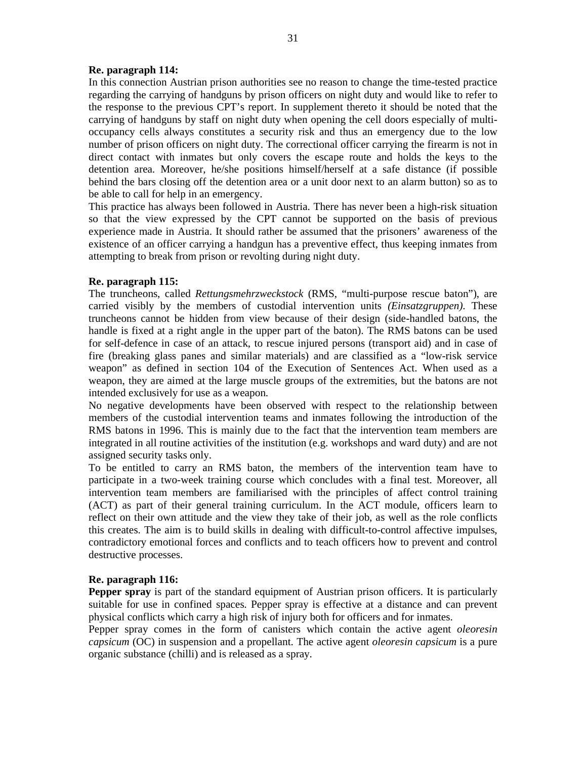**Re. paragraph 114:**

In this connection Austrian prison authorities see no reason to change the time-tested practice regarding the carrying of handguns by prison officers on night duty and would like to refer to the response to the previous CPT's report. In supplement thereto it should be noted that the carrying of handguns by staff on night duty when opening the cell doors especially of multi-occupancy cells always constitutes a security risk and thus an emergency due to the low number of prison officers on night duty. The correctional officer carrying the firearm is not in direct contact with inmates but only covers the escape route and holds the keys to the detention area. Moreover, he/she positions himself/herself at a safe distance (if possible behind the bars closing off the detention area or a unit door next to an alarm button) so as to be able to call for help in an emergency.

This practice has always been followed in Austria. There has never been a high-risk situation so that the view expressed by the CPT cannot be supported on the basis of previous experience made in Austria. It should rather be assumed that the prisoners' awareness of the existence of an officer carrying a handgun has a preventive effect, thus keeping inmates from attempting to break from prison or revolting during night duty.

**Re. paragraph 115:**

The truncheons, called *Rettungsmehrzweckstock* (RMS, "multi-purpose rescue baton"), are carried visibly by the members of custodial intervention units *(Einsatzgruppen)*. These truncheons cannot be hidden from view because of their design (side-handled batons, the handle is fixed at a right angle in the upper part of the baton). The RMS batons can be used for self-defence in case of an attack, to rescue injured persons (transport aid) and in case of fire (breaking glass panes and similar materials) and are classified as a "low-risk service weapon" as defined in section 104 of the Execution of Sentences Act. When used as a weapon, they are aimed at the large muscle groups of the extremities, but the batons are not intended exclusively for use as a weapon.

No negative developments have been observed with respect to the relationship between members of the custodial intervention teams and inmates following the introduction of the RMS batons in 1996. This is mainly due to the fact that the intervention team members are integrated in all routine activities of the institution (e.g. workshops and ward duty) and are not assigned security tasks only.

To be entitled to carry an RMS baton, the members of the intervention team have to participate in a two-week training course which concludes with a final test. Moreover, all intervention team members are familiarised with the principles of affect control training (ACT) as part of their general training curriculum. In the ACT module, officers learn to reflect on their own attitude and the view they take of their job, as well as the role conflicts this creates. The aim is to build skills in dealing with difficult-to-control affective impulses, contradictory emotional forces and conflicts and to teach officers how to prevent and control destructive processes.

**Re. paragraph 116:**

**Pepper spray** is part of the standard equipment of Austrian prison officers. It is particularly suitable for use in confined spaces. Pepper spray is effective at a distance and can prevent physical conflicts which carry a high risk of injury both for officers and for inmates.

Pepper spray comes in the form of canisters which contain the active agent *oleoresin capsicum* (OC) in suspension and a propellant. The active agent *oleoresin capsicum* is a pure organic substance (chilli) and is released as a spray.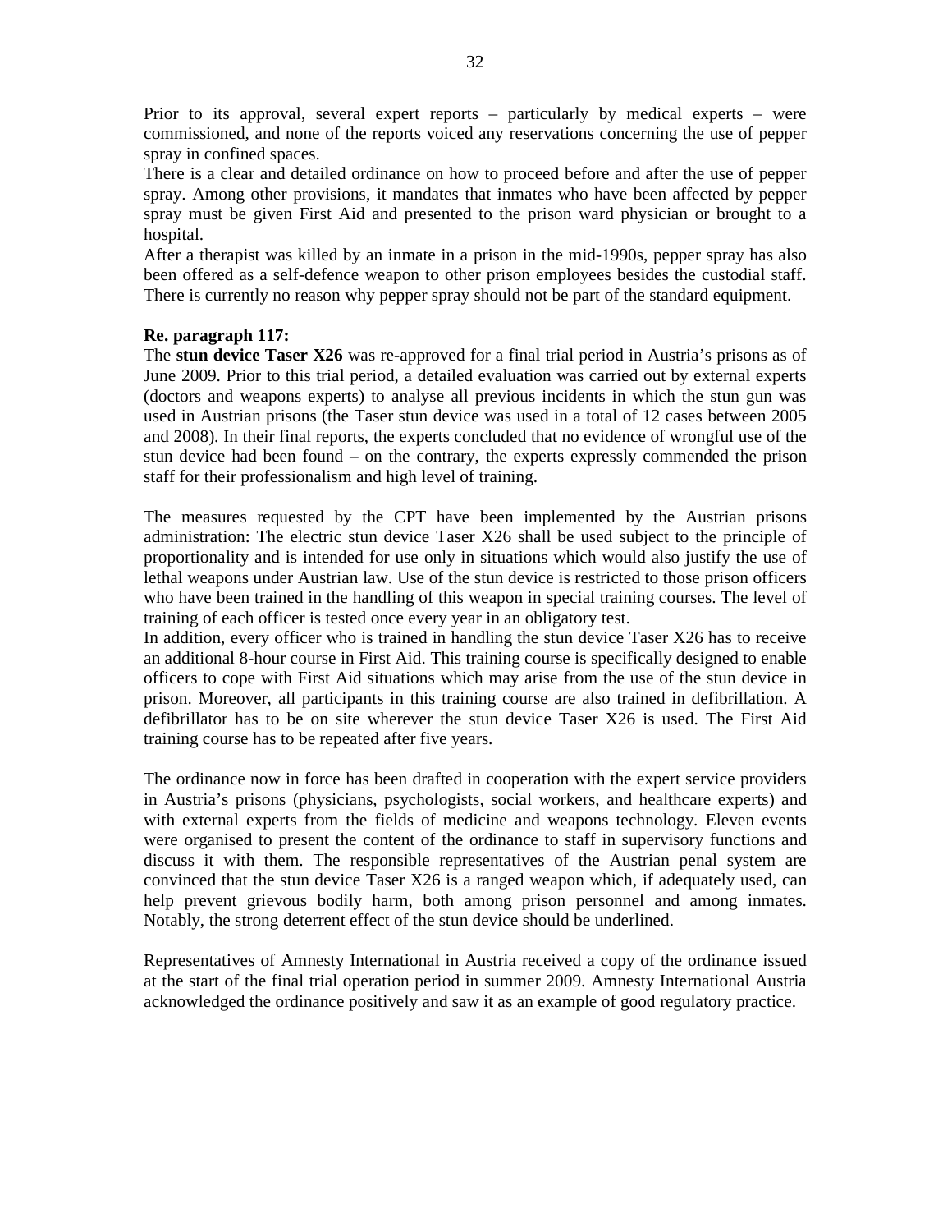Prior to its approval, several expert reports – particularly by medical experts – were commissioned, and none of the reports voiced any reservations concerning the use of pepper spray in confined spaces.

There is a clear and detailed ordinance on how to proceed before and after the use of pepper spray. Among other provisions, it mandates that inmates who have been affected by pepper spray must be given First Aid and presented to the prison ward physician or brought to a hospital.

After a therapist was killed by an inmate in a prison in the mid-1990s, pepper spray has also been offered as a self-defence weapon to other prison employees besides the custodial staff. There is currently no reason why pepper spray should not be part of the standard equipment.

**Re. paragraph 117:**

The **stun device Taser X26** was re-approved for a final trial period in Austria's prisons as of June 2009. Prior to this trial period, a detailed evaluation was carried out by external experts (doctors and weapons experts) to analyse all previous incidents in which the stun gun was used in Austrian prisons (the Taser stun device was used in a total of 12 cases between 2005 and 2008). In their final reports, the experts concluded that no evidence of wrongful use of the stun device had been found – on the contrary, the experts expressly commended the prison staff for their professionalism and high level of training.

The measures requested by the CPT have been implemented by the Austrian prisons administration: The electric stun device Taser X26 shall be used subject to the principle of proportionality and is intended for use only in situations which would also justify the use of lethal weapons under Austrian law. Use of the stun device is restricted to those prison officers who have been trained in the handling of this weapon in special training courses. The level of training of each officer is tested once every year in an obligatory test.

In addition, every officer who is trained in handling the stun device Taser X26 has to receive an additional 8-hour course in First Aid. This training course is specifically designed to enable officers to cope with First Aid situations which may arise from the use of the stun device in prison. Moreover, all participants in this training course are also trained in defibrillation. A defibrillator has to be on site wherever the stun device Taser X26 is used. The First Aid training course has to be repeated after five years.

The ordinance now in force has been drafted in cooperation with the expert service providers in Austria's prisons (physicians, psychologists, social workers, and healthcare experts) and with external experts from the fields of medicine and weapons technology. Eleven events were organised to present the content of the ordinance to staff in supervisory functions and discuss it with them. The responsible representatives of the Austrian penal system are convinced that the stun device Taser X26 is a ranged weapon which, if adequately used, can help prevent grievous bodily harm, both among prison personnel and among inmates. Notably, the strong deterrent effect of the stun device should be underlined.

Representatives of Amnesty International in Austria received a copy of the ordinance issued at the start of the final trial operation period in summer 2009. Amnesty International Austria acknowledged the ordinance positively and saw it as an example of good regulatory practice.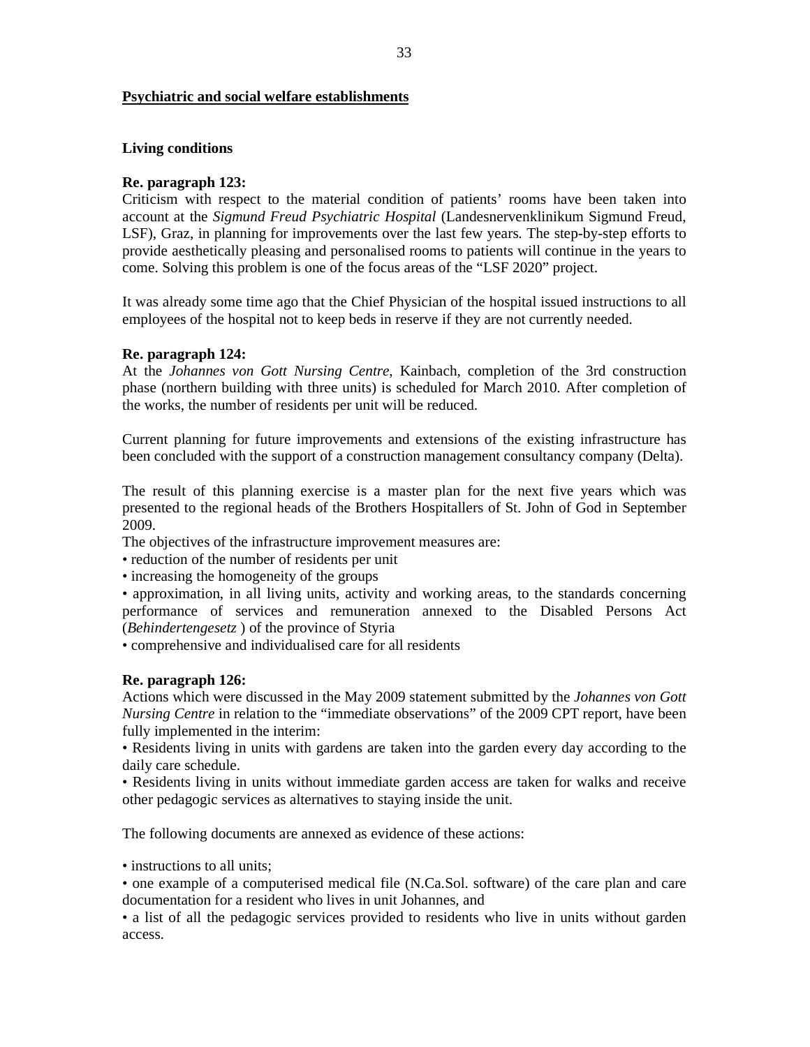## Psychiatric and social welfare establishments

### Living conditions

**Re. paragraph 123:**
Criticism with respect to the material condition of patients' rooms have been taken into account at the *Sigmund Freud Psychiatric Hospital* (Landesnervenklinikum Sigmund Freud, LSF), Graz, in planning for improvements over the last few years. The step-by-step efforts to provide aesthetically pleasing and personalised rooms to patients will continue in the years to come. Solving this problem is one of the focus areas of the "LSF 2020" project.

It was already some time ago that the Chief Physician of the hospital issued instructions to all employees of the hospital not to keep beds in reserve if they are not currently needed.

**Re. paragraph 124:**
At the *Johannes von Gott Nursing Centre*, Kainbach, completion of the 3rd construction phase (northern building with three units) is scheduled for March 2010. After completion of the works, the number of residents per unit will be reduced.

Current planning for future improvements and extensions of the existing infrastructure has been concluded with the support of a construction management consultancy company (Delta).

The result of this planning exercise is a master plan for the next five years which was presented to the regional heads of the Brothers Hospitallers of St. John of God in September 2009.
The objectives of the infrastructure improvement measures are:

- reduction of the number of residents per unit
- increasing the homogeneity of the groups
- approximation, in all living units, activity and working areas, to the standards concerning performance of services and remuneration annexed to the Disabled Persons Act (*Behindertengesetz* ) of the province of Styria
- comprehensive and individualised care for all residents

**Re. paragraph 126:**
Actions which were discussed in the May 2009 statement submitted by the *Johannes von Gott Nursing Centre* in relation to the "immediate observations" of the 2009 CPT report, have been fully implemented in the interim:

- Residents living in units with gardens are taken into the garden every day according to the daily care schedule.
- Residents living in units without immediate garden access are taken for walks and receive other pedagogic services as alternatives to staying inside the unit.

The following documents are annexed as evidence of these actions:

- instructions to all units;
- one example of a computerised medical file (N.Ca.Sol. software) of the care plan and care documentation for a resident who lives in unit Johannes, and
- a list of all the pedagogic services provided to residents who live in units without garden access.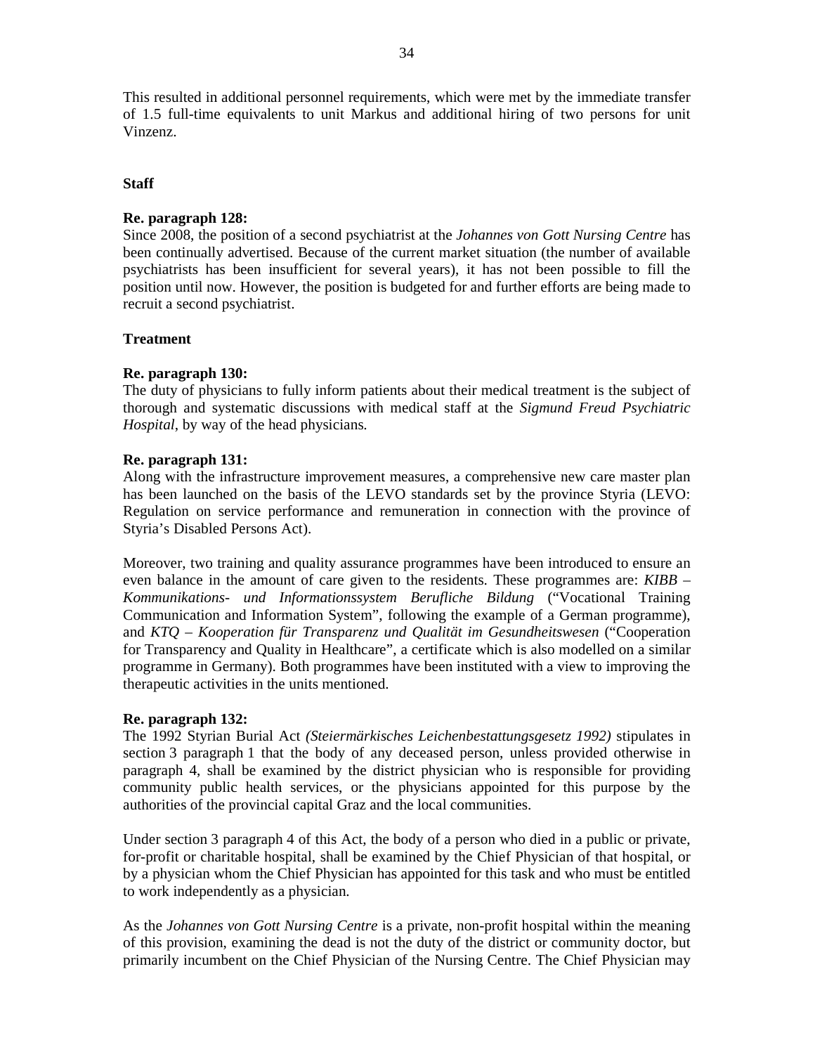This resulted in additional personnel requirements, which were met by the immediate transfer of 1.5 full-time equivalents to unit Markus and additional hiring of two persons for unit Vinzenz.

**Staff**

**Re. paragraph 128:**
Since 2008, the position of a second psychiatrist at the *Johannes von Gott Nursing Centre* has been continually advertised. Because of the current market situation (the number of available psychiatrists has been insufficient for several years), it has not been possible to fill the position until now. However, the position is budgeted for and further efforts are being made to recruit a second psychiatrist.

**Treatment**

**Re. paragraph 130:**
The duty of physicians to fully inform patients about their medical treatment is the subject of thorough and systematic discussions with medical staff at the *Sigmund Freud Psychiatric Hospital*, by way of the head physicians.

**Re. paragraph 131:**
Along with the infrastructure improvement measures, a comprehensive new care master plan has been launched on the basis of the LEVO standards set by the province Styria (LEVO: Regulation on service performance and remuneration in connection with the province of Styria's Disabled Persons Act).

Moreover, two training and quality assurance programmes have been introduced to ensure an even balance in the amount of care given to the residents. These programmes are: *KIBB – Kommunikations- und Informationssystem Berufliche Bildung* ("Vocational Training Communication and Information System", following the example of a German programme), and *KTQ – Kooperation für Transparenz und Qualität im Gesundheitswesen* ("Cooperation for Transparency and Quality in Healthcare", a certificate which is also modelled on a similar programme in Germany). Both programmes have been instituted with a view to improving the therapeutic activities in the units mentioned.

**Re. paragraph 132:**
The 1992 Styrian Burial Act *(Steiermärkisches Leichenbestattungsgesetz 1992)* stipulates in section 3 paragraph 1 that the body of any deceased person, unless provided otherwise in paragraph 4, shall be examined by the district physician who is responsible for providing community public health services, or the physicians appointed for this purpose by the authorities of the provincial capital Graz and the local communities.

Under section 3 paragraph 4 of this Act, the body of a person who died in a public or private, for-profit or charitable hospital, shall be examined by the Chief Physician of that hospital, or by a physician whom the Chief Physician has appointed for this task and who must be entitled to work independently as a physician.

As the *Johannes von Gott Nursing Centre* is a private, non-profit hospital within the meaning of this provision, examining the dead is not the duty of the district or community doctor, but primarily incumbent on the Chief Physician of the Nursing Centre. The Chief Physician may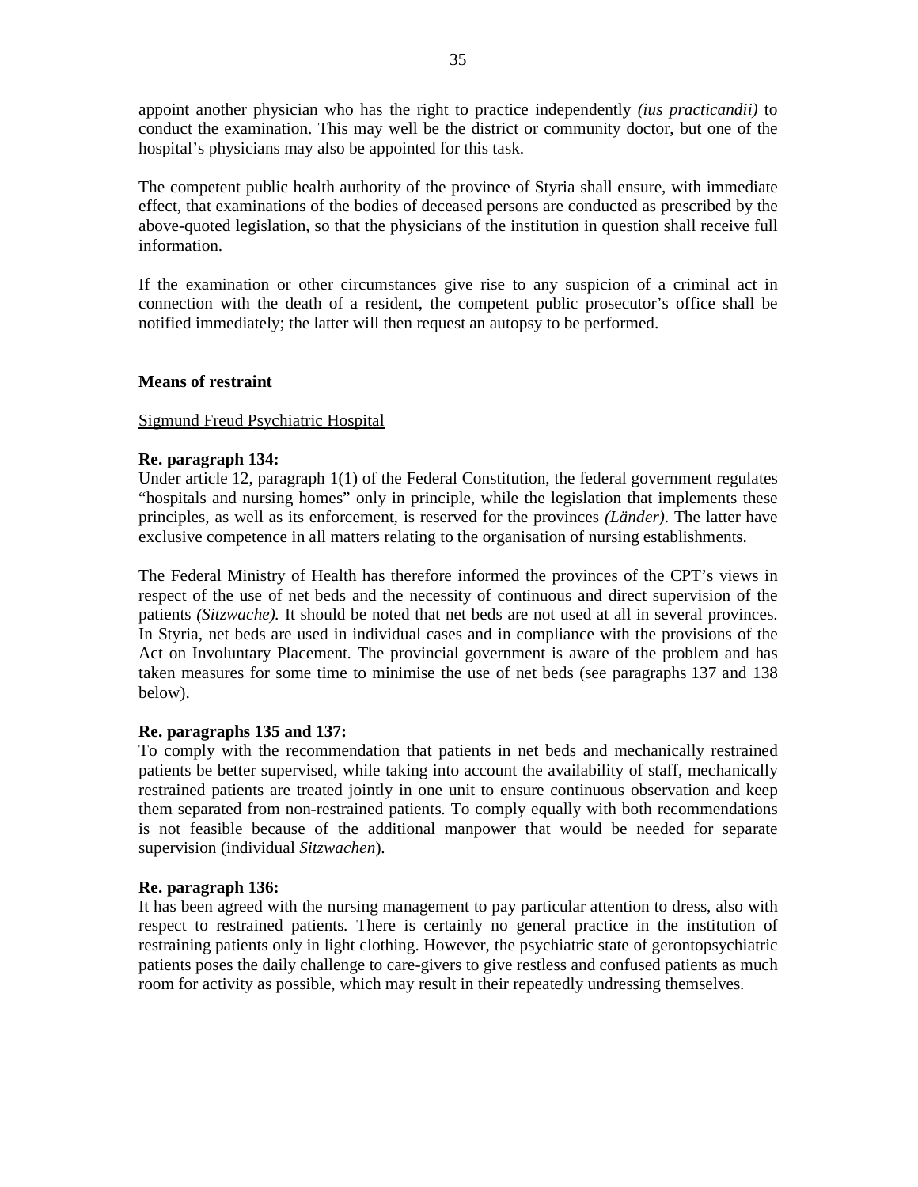appoint another physician who has the right to practice independently *(ius practicandii)* to conduct the examination. This may well be the district or community doctor, but one of the hospital's physicians may also be appointed for this task.

The competent public health authority of the province of Styria shall ensure, with immediate effect, that examinations of the bodies of deceased persons are conducted as prescribed by the above-quoted legislation, so that the physicians of the institution in question shall receive full information.

If the examination or other circumstances give rise to any suspicion of a criminal act in connection with the death of a resident, the competent public prosecutor's office shall be notified immediately; the latter will then request an autopsy to be performed.

**Means of restraint**

Sigmund Freud Psychiatric Hospital

**Re. paragraph 134:**
Under article 12, paragraph 1(1) of the Federal Constitution, the federal government regulates "hospitals and nursing homes" only in principle, while the legislation that implements these principles, as well as its enforcement, is reserved for the provinces *(Länder)*. The latter have exclusive competence in all matters relating to the organisation of nursing establishments.

The Federal Ministry of Health has therefore informed the provinces of the CPT's views in respect of the use of net beds and the necessity of continuous and direct supervision of the patients *(Sitzwache).* It should be noted that net beds are not used at all in several provinces. In Styria, net beds are used in individual cases and in compliance with the provisions of the Act on Involuntary Placement. The provincial government is aware of the problem and has taken measures for some time to minimise the use of net beds (see paragraphs 137 and 138 below).

**Re. paragraphs 135 and 137:**
To comply with the recommendation that patients in net beds and mechanically restrained patients be better supervised, while taking into account the availability of staff, mechanically restrained patients are treated jointly in one unit to ensure continuous observation and keep them separated from non-restrained patients. To comply equally with both recommendations is not feasible because of the additional manpower that would be needed for separate supervision (individual *Sitzwachen*).

**Re. paragraph 136:**
It has been agreed with the nursing management to pay particular attention to dress, also with respect to restrained patients. There is certainly no general practice in the institution of restraining patients only in light clothing. However, the psychiatric state of gerontopsychiatric patients poses the daily challenge to care-givers to give restless and confused patients as much room for activity as possible, which may result in their repeatedly undressing themselves.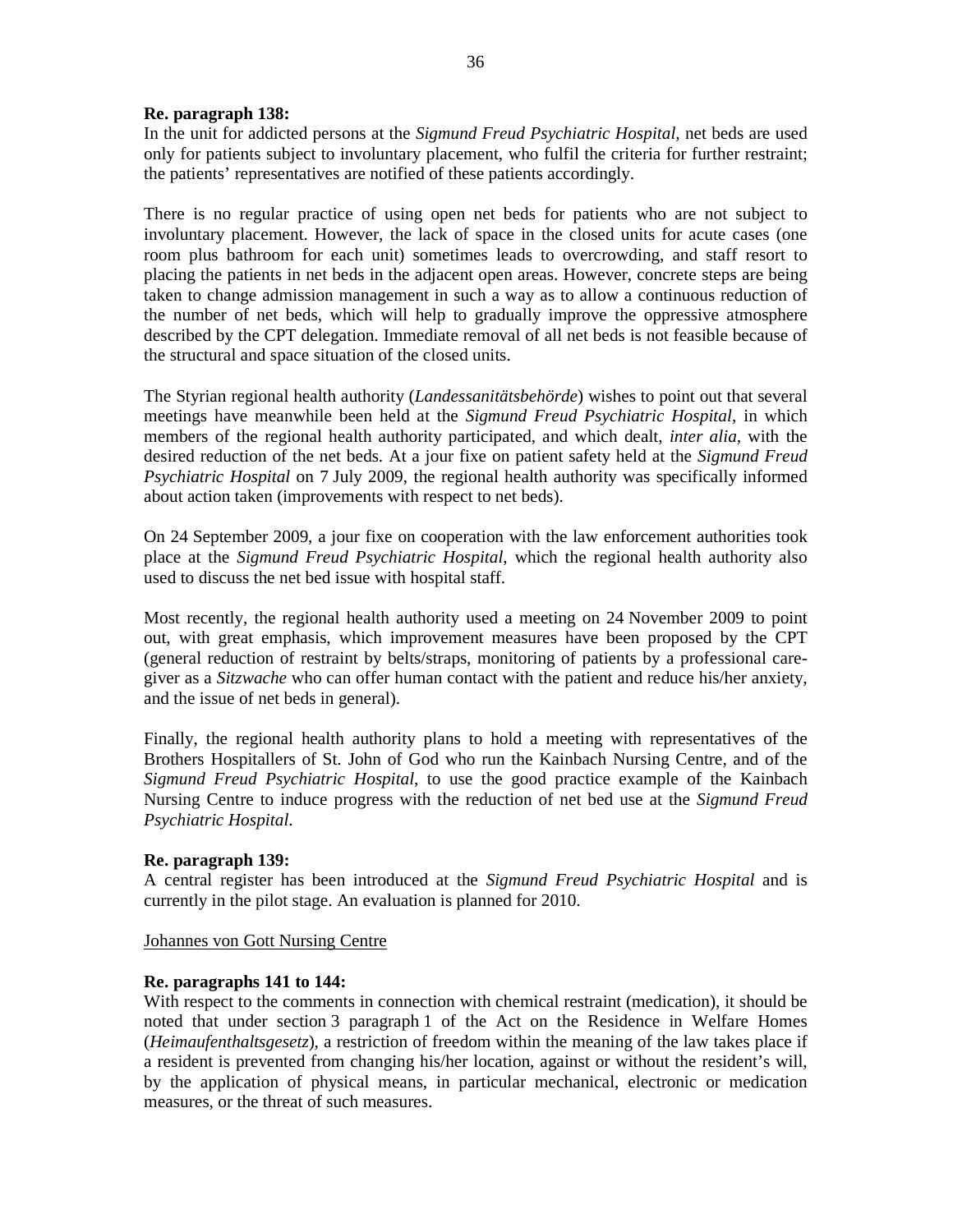**Re. paragraph 138:**
In the unit for addicted persons at the *Sigmund Freud Psychiatric Hospital*, net beds are used only for patients subject to involuntary placement, who fulfil the criteria for further restraint; the patients' representatives are notified of these patients accordingly.

There is no regular practice of using open net beds for patients who are not subject to involuntary placement. However, the lack of space in the closed units for acute cases (one room plus bathroom for each unit) sometimes leads to overcrowding, and staff resort to placing the patients in net beds in the adjacent open areas. However, concrete steps are being taken to change admission management in such a way as to allow a continuous reduction of the number of net beds, which will help to gradually improve the oppressive atmosphere described by the CPT delegation. Immediate removal of all net beds is not feasible because of the structural and space situation of the closed units.

The Styrian regional health authority (*Landessanitätsbehörde*) wishes to point out that several meetings have meanwhile been held at the *Sigmund Freud Psychiatric Hospital*, in which members of the regional health authority participated, and which dealt, *inter alia*, with the desired reduction of the net beds. At a jour fixe on patient safety held at the *Sigmund Freud Psychiatric Hospital* on 7 July 2009, the regional health authority was specifically informed about action taken (improvements with respect to net beds).

On 24 September 2009, a jour fixe on cooperation with the law enforcement authorities took place at the *Sigmund Freud Psychiatric Hospital*, which the regional health authority also used to discuss the net bed issue with hospital staff.

Most recently, the regional health authority used a meeting on 24 November 2009 to point out, with great emphasis, which improvement measures have been proposed by the CPT (general reduction of restraint by belts/straps, monitoring of patients by a professional care-giver as a *Sitzwache* who can offer human contact with the patient and reduce his/her anxiety, and the issue of net beds in general).

Finally, the regional health authority plans to hold a meeting with representatives of the Brothers Hospitallers of St. John of God who run the Kainbach Nursing Centre, and of the *Sigmund Freud Psychiatric Hospital*, to use the good practice example of the Kainbach Nursing Centre to induce progress with the reduction of net bed use at the *Sigmund Freud Psychiatric Hospital*.

**Re. paragraph 139:**
A central register has been introduced at the *Sigmund Freud Psychiatric Hospital* and is currently in the pilot stage. An evaluation is planned for 2010.

Johannes von Gott Nursing Centre

**Re. paragraphs 141 to 144:**
With respect to the comments in connection with chemical restraint (medication), it should be noted that under section 3 paragraph 1 of the Act on the Residence in Welfare Homes (*Heimaufenthaltsgesetz*), a restriction of freedom within the meaning of the law takes place if a resident is prevented from changing his/her location, against or without the resident's will, by the application of physical means, in particular mechanical, electronic or medication measures, or the threat of such measures.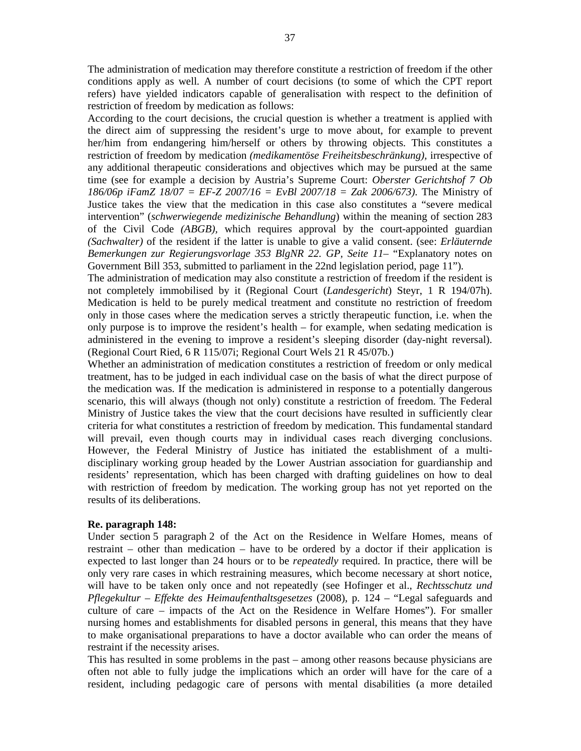The administration of medication may therefore constitute a restriction of freedom if the other conditions apply as well. A number of court decisions (to some of which the CPT report refers) have yielded indicators capable of generalisation with respect to the definition of restriction of freedom by medication as follows:

According to the court decisions, the crucial question is whether a treatment is applied with the direct aim of suppressing the resident's urge to move about, for example to prevent her/him from endangering him/herself or others by throwing objects. This constitutes a restriction of freedom by medication *(medikamentöse Freiheitsbeschränkung)*, irrespective of any additional therapeutic considerations and objectives which may be pursued at the same time (see for example a decision by Austria's Supreme Court: *Oberster Gerichtshof 7 Ob 186/06p iFamZ 18/07 = EF-Z 2007/16 = EvBl 2007/18 = Zak 2006/673)*. The Ministry of Justice takes the view that the medication in this case also constitutes a "severe medical intervention" (*schwerwiegende medizinische Behandlung*) within the meaning of section 283 of the Civil Code *(ABGB)*, which requires approval by the court-appointed guardian *(Sachwalter)* of the resident if the latter is unable to give a valid consent. (see: *Erläuternde Bemerkungen zur Regierungsvorlage 353 BlgNR 22. GP, Seite 11*– "Explanatory notes on Government Bill 353, submitted to parliament in the 22nd legislation period, page 11").

The administration of medication may also constitute a restriction of freedom if the resident is not completely immobilised by it (Regional Court (*Landesgericht*) Steyr, 1 R 194/07h). Medication is held to be purely medical treatment and constitute no restriction of freedom only in those cases where the medication serves a strictly therapeutic function, i.e. when the only purpose is to improve the resident's health – for example, when sedating medication is administered in the evening to improve a resident's sleeping disorder (day-night reversal). (Regional Court Ried, 6 R 115/07i; Regional Court Wels 21 R 45/07b.)

Whether an administration of medication constitutes a restriction of freedom or only medical treatment, has to be judged in each individual case on the basis of what the direct purpose of the medication was. If the medication is administered in response to a potentially dangerous scenario, this will always (though not only) constitute a restriction of freedom. The Federal Ministry of Justice takes the view that the court decisions have resulted in sufficiently clear criteria for what constitutes a restriction of freedom by medication. This fundamental standard will prevail, even though courts may in individual cases reach diverging conclusions. However, the Federal Ministry of Justice has initiated the establishment of a multi-disciplinary working group headed by the Lower Austrian association for guardianship and residents' representation, which has been charged with drafting guidelines on how to deal with restriction of freedom by medication. The working group has not yet reported on the results of its deliberations.

**Re. paragraph 148:**

Under section 5 paragraph 2 of the Act on the Residence in Welfare Homes, means of restraint – other than medication – have to be ordered by a doctor if their application is expected to last longer than 24 hours or to be *repeatedly* required. In practice, there will be only very rare cases in which restraining measures, which become necessary at short notice, will have to be taken only once and not repeatedly (see Hofinger et al., *Rechtsschutz und Pflegekultur – Effekte des Heimaufenthaltsgesetzes* (2008), p. 124 – "Legal safeguards and culture of care – impacts of the Act on the Residence in Welfare Homes"). For smaller nursing homes and establishments for disabled persons in general, this means that they have to make organisational preparations to have a doctor available who can order the means of restraint if the necessity arises.

This has resulted in some problems in the past – among other reasons because physicians are often not able to fully judge the implications which an order will have for the care of a resident, including pedagogic care of persons with mental disabilities (a more detailed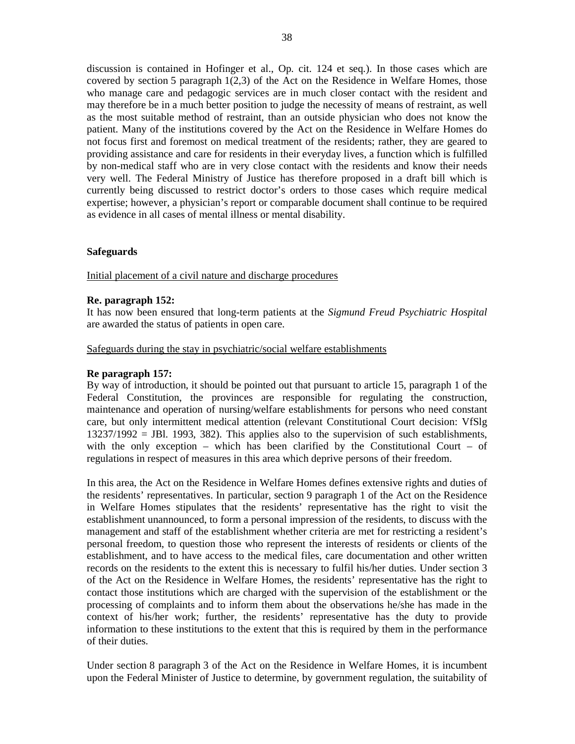discussion is contained in Hofinger et al., Op. cit. 124 et seq.). In those cases which are covered by section 5 paragraph 1(2,3) of the Act on the Residence in Welfare Homes, those who manage care and pedagogic services are in much closer contact with the resident and may therefore be in a much better position to judge the necessity of means of restraint, as well as the most suitable method of restraint, than an outside physician who does not know the patient. Many of the institutions covered by the Act on the Residence in Welfare Homes do not focus first and foremost on medical treatment of the residents; rather, they are geared to providing assistance and care for residents in their everyday lives, a function which is fulfilled by non-medical staff who are in very close contact with the residents and know their needs very well. The Federal Ministry of Justice has therefore proposed in a draft bill which is currently being discussed to restrict doctor's orders to those cases which require medical expertise; however, a physician's report or comparable document shall continue to be required as evidence in all cases of mental illness or mental disability.

**Safeguards**

Initial placement of a civil nature and discharge procedures

**Re. paragraph 152:**
It has now been ensured that long-term patients at the *Sigmund Freud Psychiatric Hospital* are awarded the status of patients in open care.

Safeguards during the stay in psychiatric/social welfare establishments

**Re paragraph 157:**
By way of introduction, it should be pointed out that pursuant to article 15, paragraph 1 of the Federal Constitution, the provinces are responsible for regulating the construction, maintenance and operation of nursing/welfare establishments for persons who need constant care, but only intermittent medical attention (relevant Constitutional Court decision: VfSlg 13237/1992 = JBl. 1993, 382). This applies also to the supervision of such establishments, with the only exception – which has been clarified by the Constitutional Court – of regulations in respect of measures in this area which deprive persons of their freedom.

In this area, the Act on the Residence in Welfare Homes defines extensive rights and duties of the residents' representatives. In particular, section 9 paragraph 1 of the Act on the Residence in Welfare Homes stipulates that the residents' representative has the right to visit the establishment unannounced, to form a personal impression of the residents, to discuss with the management and staff of the establishment whether criteria are met for restricting a resident's personal freedom, to question those who represent the interests of residents or clients of the establishment, and to have access to the medical files, care documentation and other written records on the residents to the extent this is necessary to fulfil his/her duties. Under section 3 of the Act on the Residence in Welfare Homes, the residents' representative has the right to contact those institutions which are charged with the supervision of the establishment or the processing of complaints and to inform them about the observations he/she has made in the context of his/her work; further, the residents' representative has the duty to provide information to these institutions to the extent that this is required by them in the performance of their duties.

Under section 8 paragraph 3 of the Act on the Residence in Welfare Homes, it is incumbent upon the Federal Minister of Justice to determine, by government regulation, the suitability of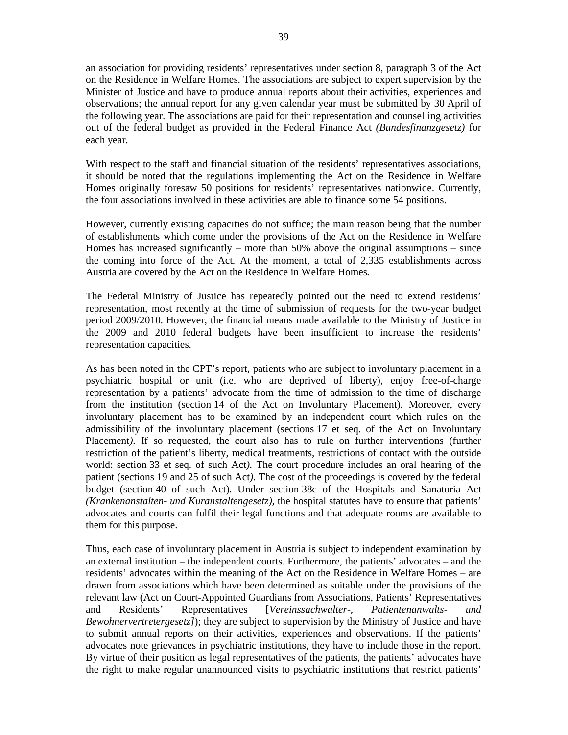an association for providing residents' representatives under section 8, paragraph 3 of the Act on the Residence in Welfare Homes. The associations are subject to expert supervision by the Minister of Justice and have to produce annual reports about their activities, experiences and observations; the annual report for any given calendar year must be submitted by 30 April of the following year. The associations are paid for their representation and counselling activities out of the federal budget as provided in the Federal Finance Act *(Bundesfinanzgesetz)* for each year.

With respect to the staff and financial situation of the residents' representatives associations, it should be noted that the regulations implementing the Act on the Residence in Welfare Homes originally foresaw 50 positions for residents' representatives nationwide. Currently, the four associations involved in these activities are able to finance some 54 positions.

However, currently existing capacities do not suffice; the main reason being that the number of establishments which come under the provisions of the Act on the Residence in Welfare Homes has increased significantly – more than 50% above the original assumptions – since the coming into force of the Act. At the moment, a total of 2,335 establishments across Austria are covered by the Act on the Residence in Welfare Homes*.*

The Federal Ministry of Justice has repeatedly pointed out the need to extend residents' representation, most recently at the time of submission of requests for the two-year budget period 2009/2010. However, the financial means made available to the Ministry of Justice in the 2009 and 2010 federal budgets have been insufficient to increase the residents' representation capacities.

As has been noted in the CPT's report, patients who are subject to involuntary placement in a psychiatric hospital or unit (i.e. who are deprived of liberty), enjoy free-of-charge representation by a patients' advocate from the time of admission to the time of discharge from the institution (section 14 of the Act on Involuntary Placement). Moreover, every involuntary placement has to be examined by an independent court which rules on the admissibility of the involuntary placement (sections 17 et seq. of the Act on Involuntary Placement*)*. If so requested, the court also has to rule on further interventions (further restriction of the patient's liberty, medical treatments, restrictions of contact with the outside world: section 33 et seq. of such Act*)*. The court procedure includes an oral hearing of the patient (sections 19 and 25 of such Act*)*. The cost of the proceedings is covered by the federal budget (section 40 of such Act). Under section 38c of the Hospitals and Sanatoria Act *(Krankenanstalten- und Kuranstaltengesetz)*, the hospital statutes have to ensure that patients' advocates and courts can fulfil their legal functions and that adequate rooms are available to them for this purpose.

Thus, each case of involuntary placement in Austria is subject to independent examination by an external institution – the independent courts. Furthermore, the patients' advocates – and the residents' advocates within the meaning of the Act on the Residence in Welfare Homes – are drawn from associations which have been determined as suitable under the provisions of the relevant law (Act on Court-Appointed Guardians from Associations, Patients' Representatives and Residents' Representatives [*Vereinssachwalter-, Patientenanwalts- und Bewohnervertretergesetz]*); they are subject to supervision by the Ministry of Justice and have to submit annual reports on their activities, experiences and observations. If the patients' advocates note grievances in psychiatric institutions, they have to include those in the report. By virtue of their position as legal representatives of the patients, the patients' advocates have the right to make regular unannounced visits to psychiatric institutions that restrict patients'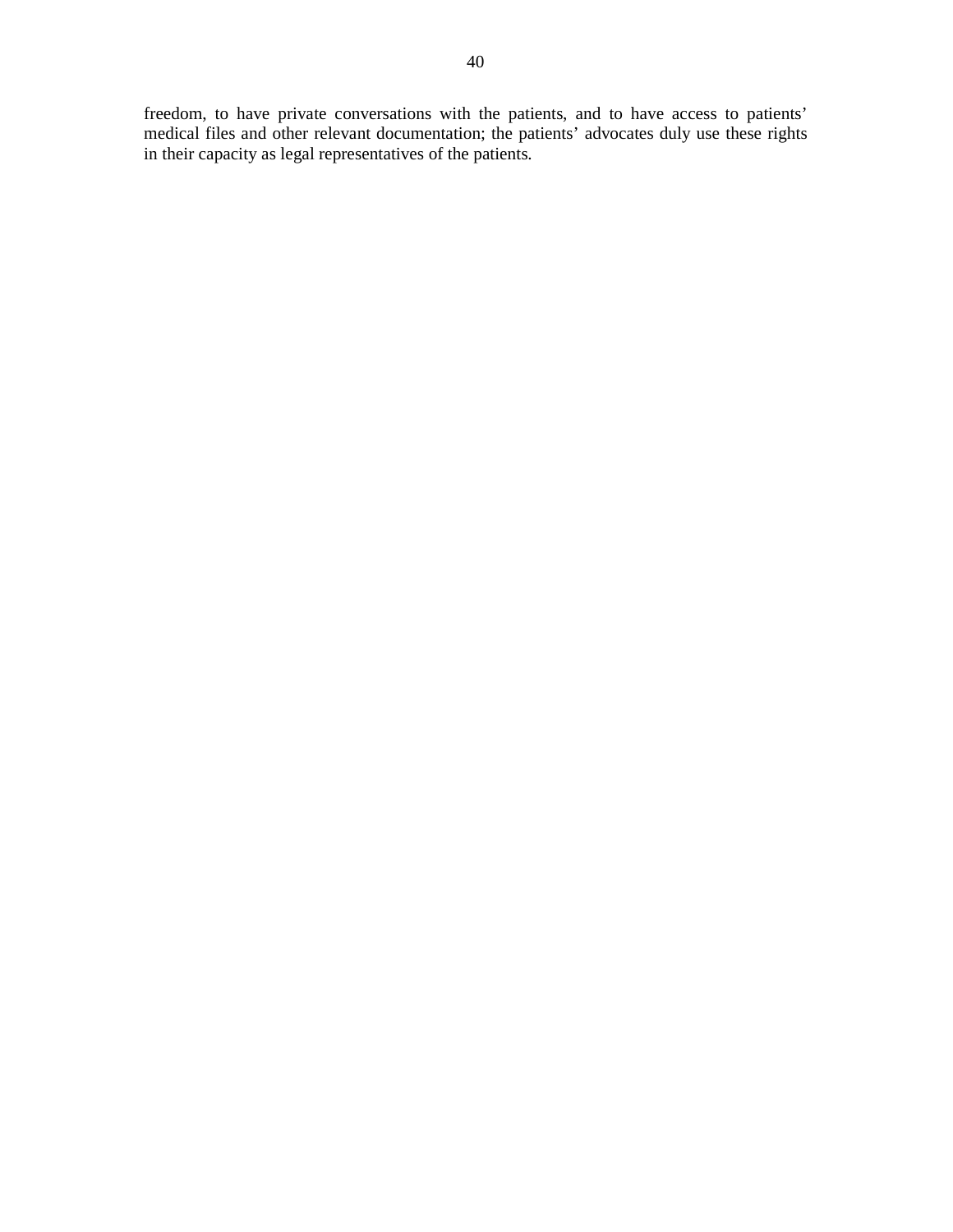freedom, to have private conversations with the patients, and to have access to patients' medical files and other relevant documentation; the patients' advocates duly use these rights in their capacity as legal representatives of the patients.